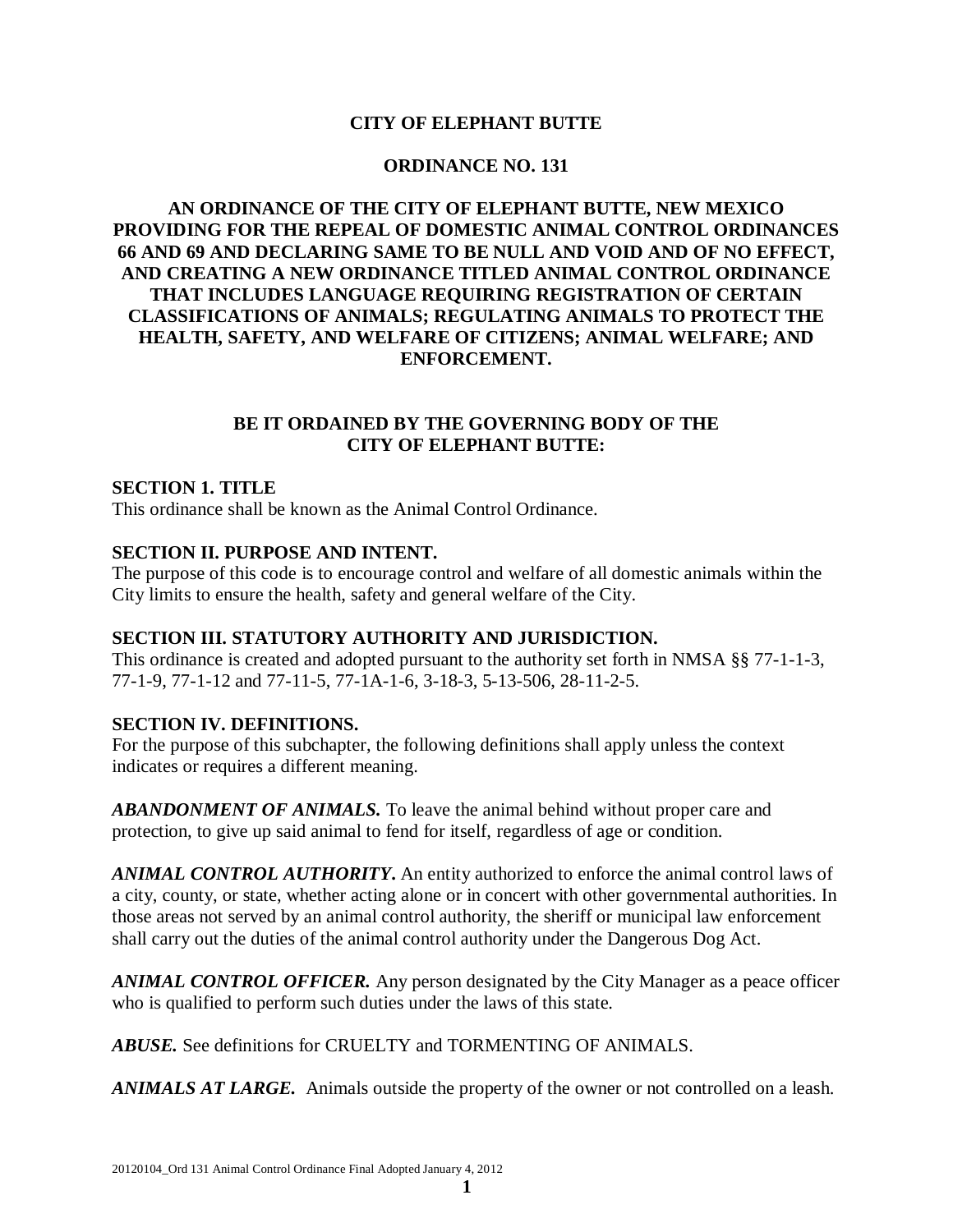# CITY OF ELEPHANT BUTTE

## ORDINANCE NO. 131

## AN ORDINANCE OF THE CITY OF ELEPHANT BUTTE, NEW MEXICO PROVIDING FOR THE REPEAL OF DOMESTIC ANIMAL CONTROL ORDINANCES 66 AND 69 AND DECLARING SAME TO BE NULL AND VOID AND OF NO EFFECT, AND CREATING A NEW ORDINANCE TITLED ANIMAL CONTROL ORDINANCE THAT INCLUDES LANGUAGE REQUIRING REGISTRATION OF CERTAIN CLASSIFICATIONS OF ANIMALS; REGULATING ANIMALS TO PROTECT THE HEALTH, SAFETY, AND WELFARE OF CITIZENS; ANIMAL WELFARE; AND ENFORCEMENT.

**BE IT ORDAINED BY THE GOVERNING BODY OF THE CITY OF ELEPHANT BUTTE:**

### SECTION 1. TITLE

This ordinance shall be known as the Animal Control Ordinance.

### SECTION II. PURPOSE AND INTENT.

The purpose of this code is to encourage control and welfare of all domestic animals within the City limits to ensure the health, safety and general welfare of the City.

### SECTION III. STATUTORY AUTHORITY AND JURISDICTION.

This ordinance is created and adopted pursuant to the authority set forth in NMSA §§ 77-1-1-3, 77-1-9, 77-1-12 and 77-11-5, 77-1A-1-6, 3-18-3, 5-13-506, 28-11-2-5.

### SECTION IV. DEFINITIONS.

For the purpose of this subchapter, the following definitions shall apply unless the context indicates or requires a different meaning.

***ABANDONMENT OF ANIMALS.*** To leave the animal behind without proper care and protection, to give up said animal to fend for itself, regardless of age or condition.

***ANIMAL CONTROL AUTHORITY.*** An entity authorized to enforce the animal control laws of a city, county, or state, whether acting alone or in concert with other governmental authorities. In those areas not served by an animal control authority, the sheriff or municipal law enforcement shall carry out the duties of the animal control authority under the Dangerous Dog Act.

***ANIMAL CONTROL OFFICER.*** Any person designated by the City Manager as a peace officer who is qualified to perform such duties under the laws of this state.

***ABUSE.*** See definitions for CRUELTY and TORMENTING OF ANIMALS.

***ANIMALS AT LARGE.*** Animals outside the property of the owner or not controlled on a leash.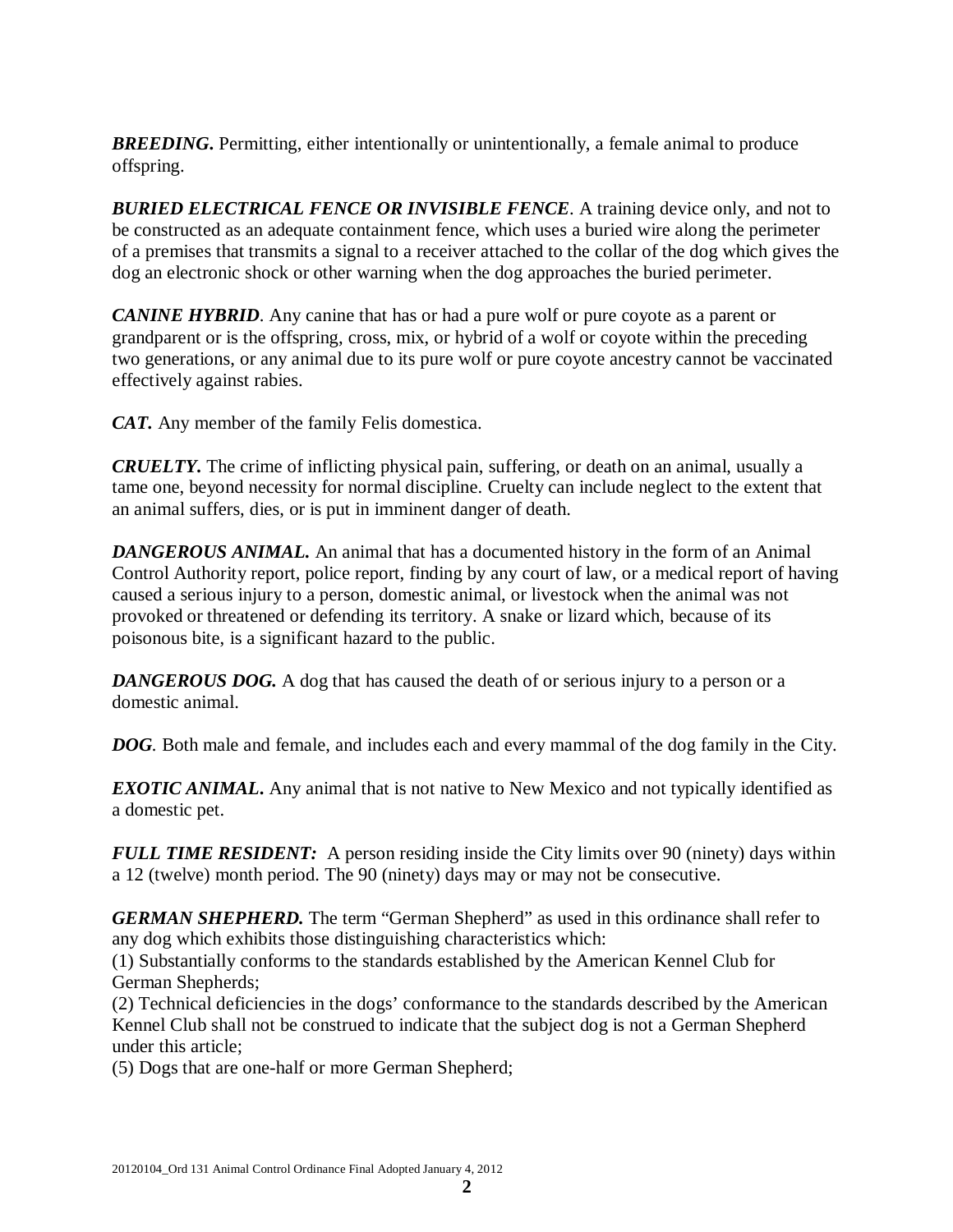***BREEDING.*** Permitting, either intentionally or unintentionally, a female animal to produce offspring.

***BURIED ELECTRICAL FENCE OR INVISIBLE FENCE***. A training device only, and not to be constructed as an adequate containment fence, which uses a buried wire along the perimeter of a premises that transmits a signal to a receiver attached to the collar of the dog which gives the dog an electronic shock or other warning when the dog approaches the buried perimeter.

***CANINE HYBRID***. Any canine that has or had a pure wolf or pure coyote as a parent or grandparent or is the offspring, cross, mix, or hybrid of a wolf or coyote within the preceding two generations, or any animal due to its pure wolf or pure coyote ancestry cannot be vaccinated effectively against rabies.

***CAT.*** Any member of the family Felis domestica.

***CRUELTY.*** The crime of inflicting physical pain, suffering, or death on an animal, usually a tame one, beyond necessity for normal discipline. Cruelty can include neglect to the extent that an animal suffers, dies, or is put in imminent danger of death.

***DANGEROUS ANIMAL.*** An animal that has a documented history in the form of an Animal Control Authority report, police report, finding by any court of law, or a medical report of having caused a serious injury to a person, domestic animal, or livestock when the animal was not provoked or threatened or defending its territory. A snake or lizard which, because of its poisonous bite, is a significant hazard to the public.

***DANGEROUS DOG.*** A dog that has caused the death of or serious injury to a person or a domestic animal.

***DOG***. Both male and female, and includes each and every mammal of the dog family in the City.

***EXOTIC ANIMAL.*** Any animal that is not native to New Mexico and not typically identified as a domestic pet.

***FULL TIME RESIDENT:*** A person residing inside the City limits over 90 (ninety) days within a 12 (twelve) month period. The 90 (ninety) days may or may not be consecutive.

***GERMAN SHEPHERD.*** The term "German Shepherd" as used in this ordinance shall refer to any dog which exhibits those distinguishing characteristics which:
(1) Substantially conforms to the standards established by the American Kennel Club for German Shepherds;
(2) Technical deficiencies in the dogs' conformance to the standards described by the American Kennel Club shall not be construed to indicate that the subject dog is not a German Shepherd under this article;
(5) Dogs that are one-half or more German Shepherd;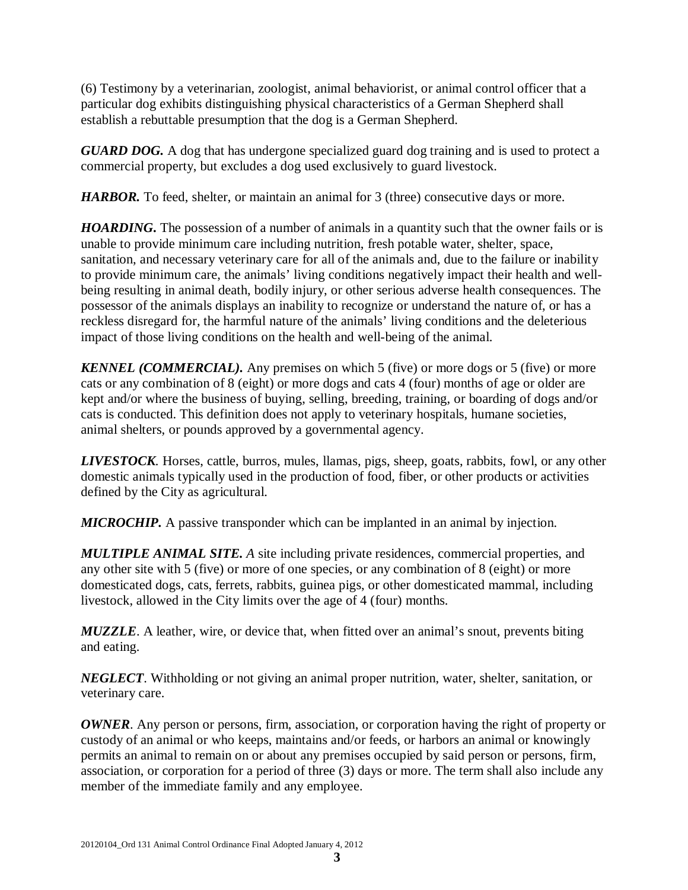(6) Testimony by a veterinarian, zoologist, animal behaviorist, or animal control officer that a particular dog exhibits distinguishing physical characteristics of a German Shepherd shall establish a rebuttable presumption that the dog is a German Shepherd.

***GUARD DOG.*** A dog that has undergone specialized guard dog training and is used to protect a commercial property, but excludes a dog used exclusively to guard livestock.

***HARBOR.*** To feed, shelter, or maintain an animal for 3 (three) consecutive days or more.

***HOARDING.*** The possession of a number of animals in a quantity such that the owner fails or is unable to provide minimum care including nutrition, fresh potable water, shelter, space, sanitation, and necessary veterinary care for all of the animals and, due to the failure or inability to provide minimum care, the animals' living conditions negatively impact their health and well-being resulting in animal death, bodily injury, or other serious adverse health consequences. The possessor of the animals displays an inability to recognize or understand the nature of, or has a reckless disregard for, the harmful nature of the animals' living conditions and the deleterious impact of those living conditions on the health and well-being of the animal.

***KENNEL (COMMERCIAL).*** Any premises on which 5 (five) or more dogs or 5 (five) or more cats or any combination of 8 (eight) or more dogs and cats 4 (four) months of age or older are kept and/or where the business of buying, selling, breeding, training, or boarding of dogs and/or cats is conducted. This definition does not apply to veterinary hospitals, humane societies, animal shelters, or pounds approved by a governmental agency.

***LIVESTOCK***. Horses, cattle, burros, mules, llamas, pigs, sheep, goats, rabbits, fowl, or any other domestic animals typically used in the production of food, fiber, or other products or activities defined by the City as agricultural.

***MICROCHIP.*** A passive transponder which can be implanted in an animal by injection.

***MULTIPLE ANIMAL SITE.*** *A* site including private residences, commercial properties, and any other site with 5 (five) or more of one species, or any combination of 8 (eight) or more domesticated dogs, cats, ferrets, rabbits, guinea pigs, or other domesticated mammal, including livestock, allowed in the City limits over the age of 4 (four) months.

***MUZZLE***. A leather, wire, or device that, when fitted over an animal's snout, prevents biting and eating.

***NEGLECT***. Withholding or not giving an animal proper nutrition, water, shelter, sanitation, or veterinary care.

***OWNER***. Any person or persons, firm, association, or corporation having the right of property or custody of an animal or who keeps, maintains and/or feeds, or harbors an animal or knowingly permits an animal to remain on or about any premises occupied by said person or persons, firm, association, or corporation for a period of three (3) days or more. The term shall also include any member of the immediate family and any employee.

20120104_Ord 131 Animal Control Ordinance Final Adopted January 4, 2012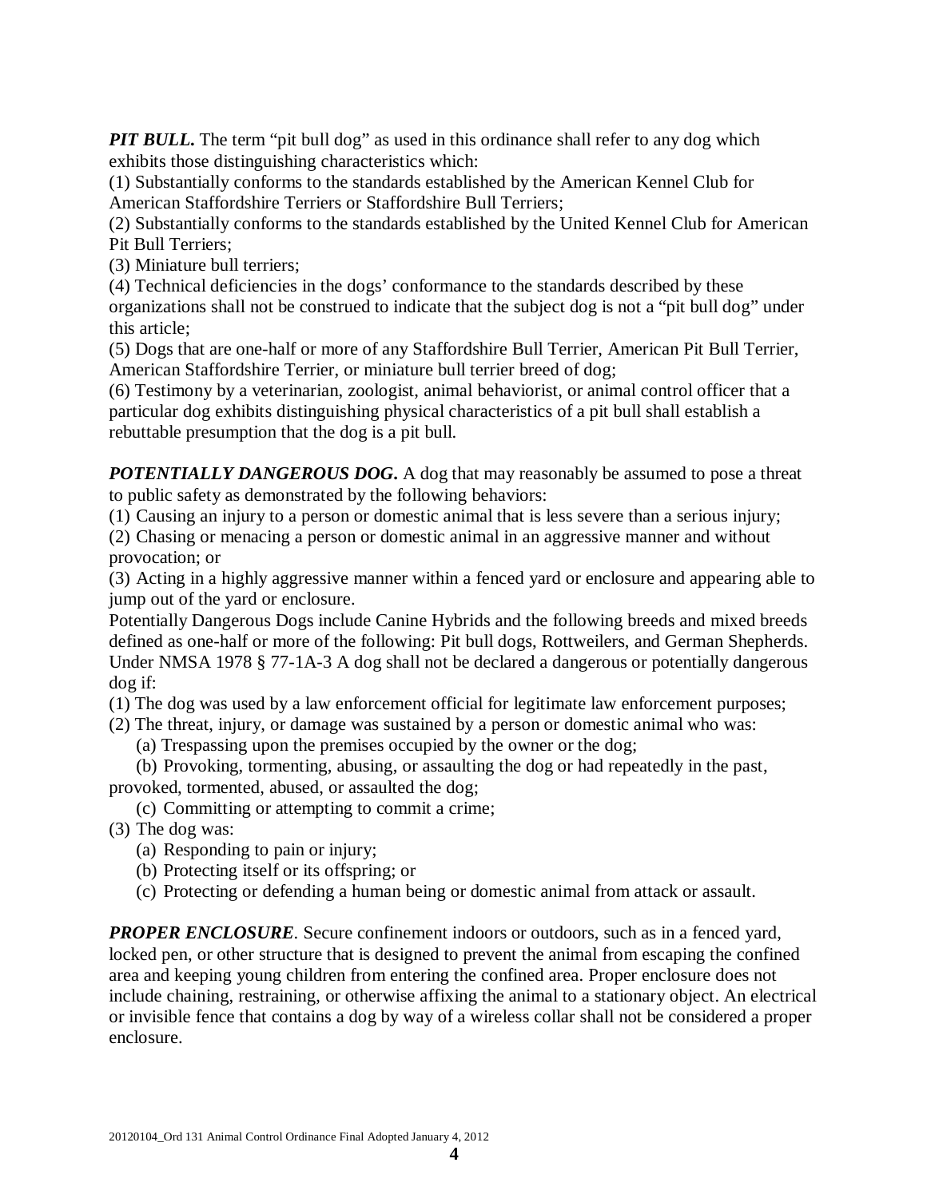***PIT BULL.*** The term "pit bull dog" as used in this ordinance shall refer to any dog which exhibits those distinguishing characteristics which:
(1) Substantially conforms to the standards established by the American Kennel Club for American Staffordshire Terriers or Staffordshire Bull Terriers;
(2) Substantially conforms to the standards established by the United Kennel Club for American Pit Bull Terriers;
(3) Miniature bull terriers;
(4) Technical deficiencies in the dogs' conformance to the standards described by these organizations shall not be construed to indicate that the subject dog is not a "pit bull dog" under this article;
(5) Dogs that are one-half or more of any Staffordshire Bull Terrier, American Pit Bull Terrier, American Staffordshire Terrier, or miniature bull terrier breed of dog;
(6) Testimony by a veterinarian, zoologist, animal behaviorist, or animal control officer that a particular dog exhibits distinguishing physical characteristics of a pit bull shall establish a rebuttable presumption that the dog is a pit bull.

***POTENTIALLY DANGEROUS DOG.*** A dog that may reasonably be assumed to pose a threat to public safety as demonstrated by the following behaviors:
(1) Causing an injury to a person or domestic animal that is less severe than a serious injury;
(2) Chasing or menacing a person or domestic animal in an aggressive manner and without provocation; or
(3) Acting in a highly aggressive manner within a fenced yard or enclosure and appearing able to jump out of the yard or enclosure.
Potentially Dangerous Dogs include Canine Hybrids and the following breeds and mixed breeds defined as one-half or more of the following: Pit bull dogs, Rottweilers, and German Shepherds.
Under NMSA 1978 § 77-1A-3 A dog shall not be declared a dangerous or potentially dangerous dog if:
(1) The dog was used by a law enforcement official for legitimate law enforcement purposes;
(2) The threat, injury, or damage was sustained by a person or domestic animal who was:
  (a) Trespassing upon the premises occupied by the owner or the dog;
  (b) Provoking, tormenting, abusing, or assaulting the dog or had repeatedly in the past, provoked, tormented, abused, or assaulted the dog;
  (c) Committing or attempting to commit a crime;
(3) The dog was:
  (a) Responding to pain or injury;
  (b) Protecting itself or its offspring; or
  (c) Protecting or defending a human being or domestic animal from attack or assault.

***PROPER ENCLOSURE***. Secure confinement indoors or outdoors, such as in a fenced yard, locked pen, or other structure that is designed to prevent the animal from escaping the confined area and keeping young children from entering the confined area. Proper enclosure does not include chaining, restraining, or otherwise affixing the animal to a stationary object. An electrical or invisible fence that contains a dog by way of a wireless collar shall not be considered a proper enclosure.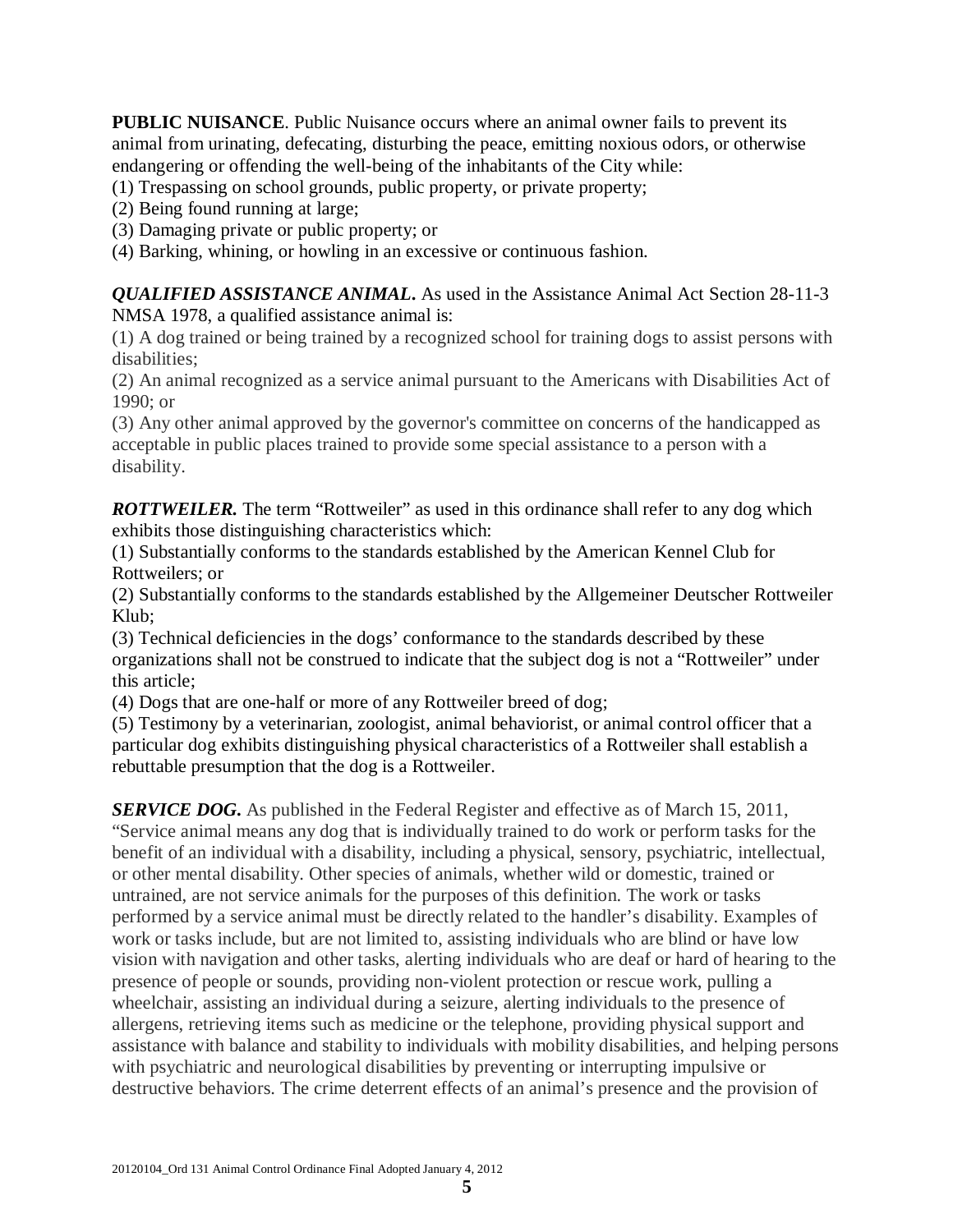**PUBLIC NUISANCE**. Public Nuisance occurs where an animal owner fails to prevent its animal from urinating, defecating, disturbing the peace, emitting noxious odors, or otherwise endangering or offending the well-being of the inhabitants of the City while:
(1) Trespassing on school grounds, public property, or private property;
(2) Being found running at large;
(3) Damaging private or public property; or
(4) Barking, whining, or howling in an excessive or continuous fashion.

***QUALIFIED ASSISTANCE ANIMAL.*** As used in the Assistance Animal Act Section 28-11-3 NMSA 1978, a qualified assistance animal is:
(1) A dog trained or being trained by a recognized school for training dogs to assist persons with disabilities;
(2) An animal recognized as a service animal pursuant to the Americans with Disabilities Act of 1990; or
(3) Any other animal approved by the governor's committee on concerns of the handicapped as acceptable in public places trained to provide some special assistance to a person with a disability.

***ROTTWEILER.*** The term "Rottweiler" as used in this ordinance shall refer to any dog which exhibits those distinguishing characteristics which:
(1) Substantially conforms to the standards established by the American Kennel Club for Rottweilers; or
(2) Substantially conforms to the standards established by the Allgemeiner Deutscher Rottweiler Klub;
(3) Technical deficiencies in the dogs' conformance to the standards described by these organizations shall not be construed to indicate that the subject dog is not a "Rottweiler" under this article;
(4) Dogs that are one-half or more of any Rottweiler breed of dog;
(5) Testimony by a veterinarian, zoologist, animal behaviorist, or animal control officer that a particular dog exhibits distinguishing physical characteristics of a Rottweiler shall establish a rebuttable presumption that the dog is a Rottweiler.

***SERVICE DOG.*** As published in the Federal Register and effective as of March 15, 2011, "Service animal means any dog that is individually trained to do work or perform tasks for the benefit of an individual with a disability, including a physical, sensory, psychiatric, intellectual, or other mental disability. Other species of animals, whether wild or domestic, trained or untrained, are not service animals for the purposes of this definition. The work or tasks performed by a service animal must be directly related to the handler's disability. Examples of work or tasks include, but are not limited to, assisting individuals who are blind or have low vision with navigation and other tasks, alerting individuals who are deaf or hard of hearing to the presence of people or sounds, providing non-violent protection or rescue work, pulling a wheelchair, assisting an individual during a seizure, alerting individuals to the presence of allergens, retrieving items such as medicine or the telephone, providing physical support and assistance with balance and stability to individuals with mobility disabilities, and helping persons with psychiatric and neurological disabilities by preventing or interrupting impulsive or destructive behaviors. The crime deterrent effects of an animal's presence and the provision of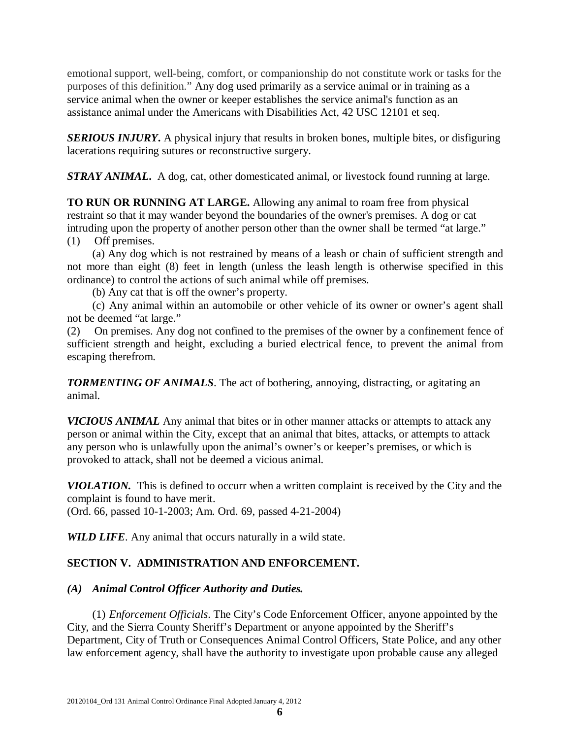emotional support, well-being, comfort, or companionship do not constitute work or tasks for the purposes of this definition." Any dog used primarily as a service animal or in training as a service animal when the owner or keeper establishes the service animal's function as an assistance animal under the Americans with Disabilities Act, 42 USC 12101 et seq.

***SERIOUS INJURY.*** A physical injury that results in broken bones, multiple bites, or disfiguring lacerations requiring sutures or reconstructive surgery.

***STRAY ANIMAL.*** A dog, cat, other domesticated animal, or livestock found running at large.

**TO RUN OR RUNNING AT LARGE.** Allowing any animal to roam free from physical restraint so that it may wander beyond the boundaries of the owner's premises. A dog or cat intruding upon the property of another person other than the owner shall be termed "at large."

(1) Off premises.

(a) Any dog which is not restrained by means of a leash or chain of sufficient strength and not more than eight (8) feet in length (unless the leash length is otherwise specified in this ordinance) to control the actions of such animal while off premises.

(b) Any cat that is off the owner's property.

(c) Any animal within an automobile or other vehicle of its owner or owner's agent shall not be deemed "at large."

(2) On premises. Any dog not confined to the premises of the owner by a confinement fence of sufficient strength and height, excluding a buried electrical fence, to prevent the animal from escaping therefrom.

***TORMENTING OF ANIMALS***. The act of bothering, annoying, distracting, or agitating an animal.

***VICIOUS ANIMAL*** Any animal that bites or in other manner attacks or attempts to attack any person or animal within the City, except that an animal that bites, attacks, or attempts to attack any person who is unlawfully upon the animal's owner's or keeper's premises, or which is provoked to attack, shall not be deemed a vicious animal.

***VIOLATION.*** This is defined to occurr when a written complaint is received by the City and the complaint is found to have merit.
(Ord. 66, passed 10-1-2003; Am. Ord. 69, passed 4-21-2004)

***WILD LIFE***. Any animal that occurs naturally in a wild state.

## SECTION V. ADMINISTRATION AND ENFORCEMENT.

### *(A) Animal Control Officer Authority and Duties.*

(1) *Enforcement Officials*. The City's Code Enforcement Officer, anyone appointed by the City, and the Sierra County Sheriff's Department or anyone appointed by the Sheriff's Department, City of Truth or Consequences Animal Control Officers, State Police, and any other law enforcement agency, shall have the authority to investigate upon probable cause any alleged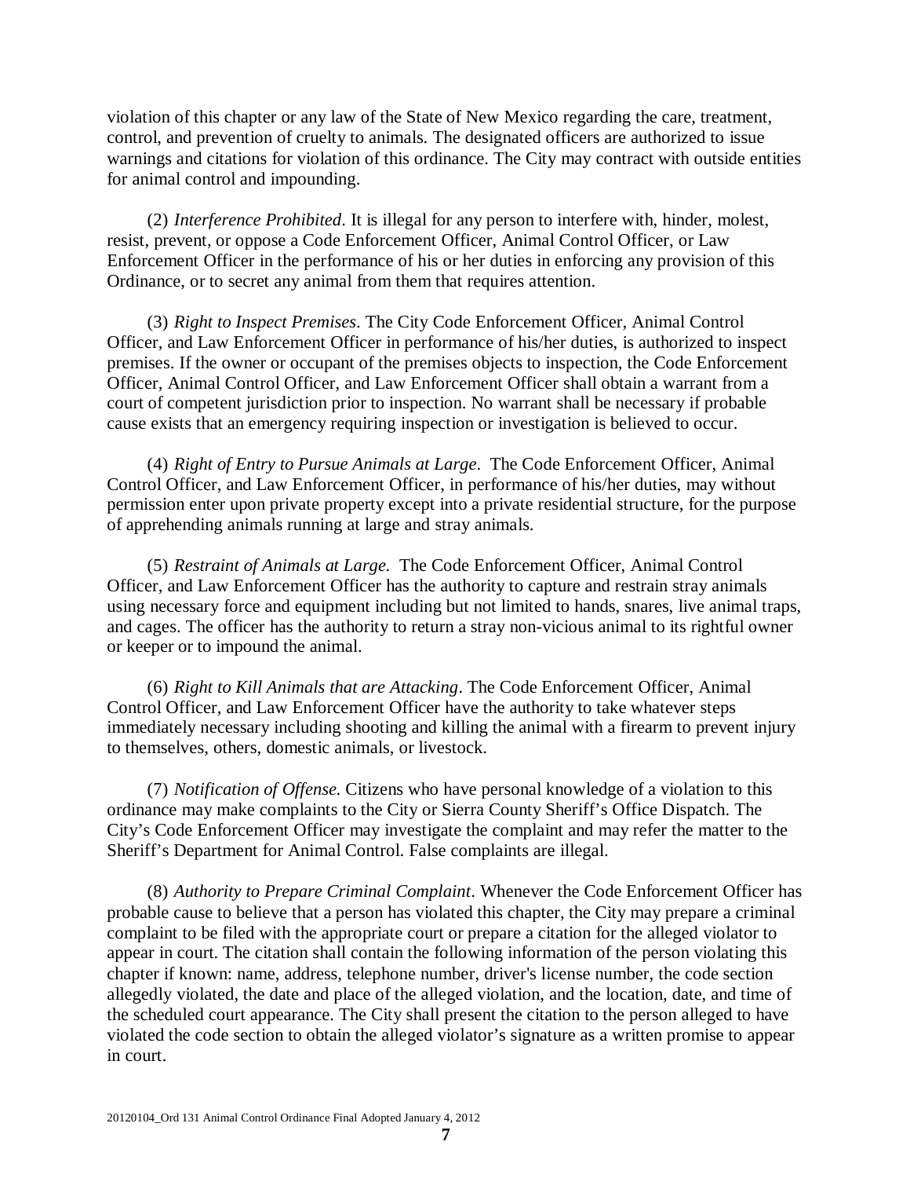violation of this chapter or any law of the State of New Mexico regarding the care, treatment, control, and prevention of cruelty to animals. The designated officers are authorized to issue warnings and citations for violation of this ordinance. The City may contract with outside entities for animal control and impounding.

(2) *Interference Prohibited*. It is illegal for any person to interfere with, hinder, molest, resist, prevent, or oppose a Code Enforcement Officer, Animal Control Officer, or Law Enforcement Officer in the performance of his or her duties in enforcing any provision of this Ordinance, or to secret any animal from them that requires attention.

(3) *Right to Inspect Premises*. The City Code Enforcement Officer, Animal Control Officer, and Law Enforcement Officer in performance of his/her duties, is authorized to inspect premises. If the owner or occupant of the premises objects to inspection, the Code Enforcement Officer, Animal Control Officer, and Law Enforcement Officer shall obtain a warrant from a court of competent jurisdiction prior to inspection. No warrant shall be necessary if probable cause exists that an emergency requiring inspection or investigation is believed to occur.

(4) *Right of Entry to Pursue Animals at Large*. The Code Enforcement Officer, Animal Control Officer, and Law Enforcement Officer, in performance of his/her duties, may without permission enter upon private property except into a private residential structure, for the purpose of apprehending animals running at large and stray animals.

(5) *Restraint of Animals at Large.* The Code Enforcement Officer, Animal Control Officer, and Law Enforcement Officer has the authority to capture and restrain stray animals using necessary force and equipment including but not limited to hands, snares, live animal traps, and cages. The officer has the authority to return a stray non-vicious animal to its rightful owner or keeper or to impound the animal.

(6) *Right to Kill Animals that are Attacking*. The Code Enforcement Officer, Animal Control Officer, and Law Enforcement Officer have the authority to take whatever steps immediately necessary including shooting and killing the animal with a firearm to prevent injury to themselves, others, domestic animals, or livestock.

(7) *Notification of Offense.* Citizens who have personal knowledge of a violation to this ordinance may make complaints to the City or Sierra County Sheriff's Office Dispatch. The City's Code Enforcement Officer may investigate the complaint and may refer the matter to the Sheriff's Department for Animal Control. False complaints are illegal.

(8) *Authority to Prepare Criminal Complaint*. Whenever the Code Enforcement Officer has probable cause to believe that a person has violated this chapter, the City may prepare a criminal complaint to be filed with the appropriate court or prepare a citation for the alleged violator to appear in court. The citation shall contain the following information of the person violating this chapter if known: name, address, telephone number, driver's license number, the code section allegedly violated, the date and place of the alleged violation, and the location, date, and time of the scheduled court appearance. The City shall present the citation to the person alleged to have violated the code section to obtain the alleged violator's signature as a written promise to appear in court.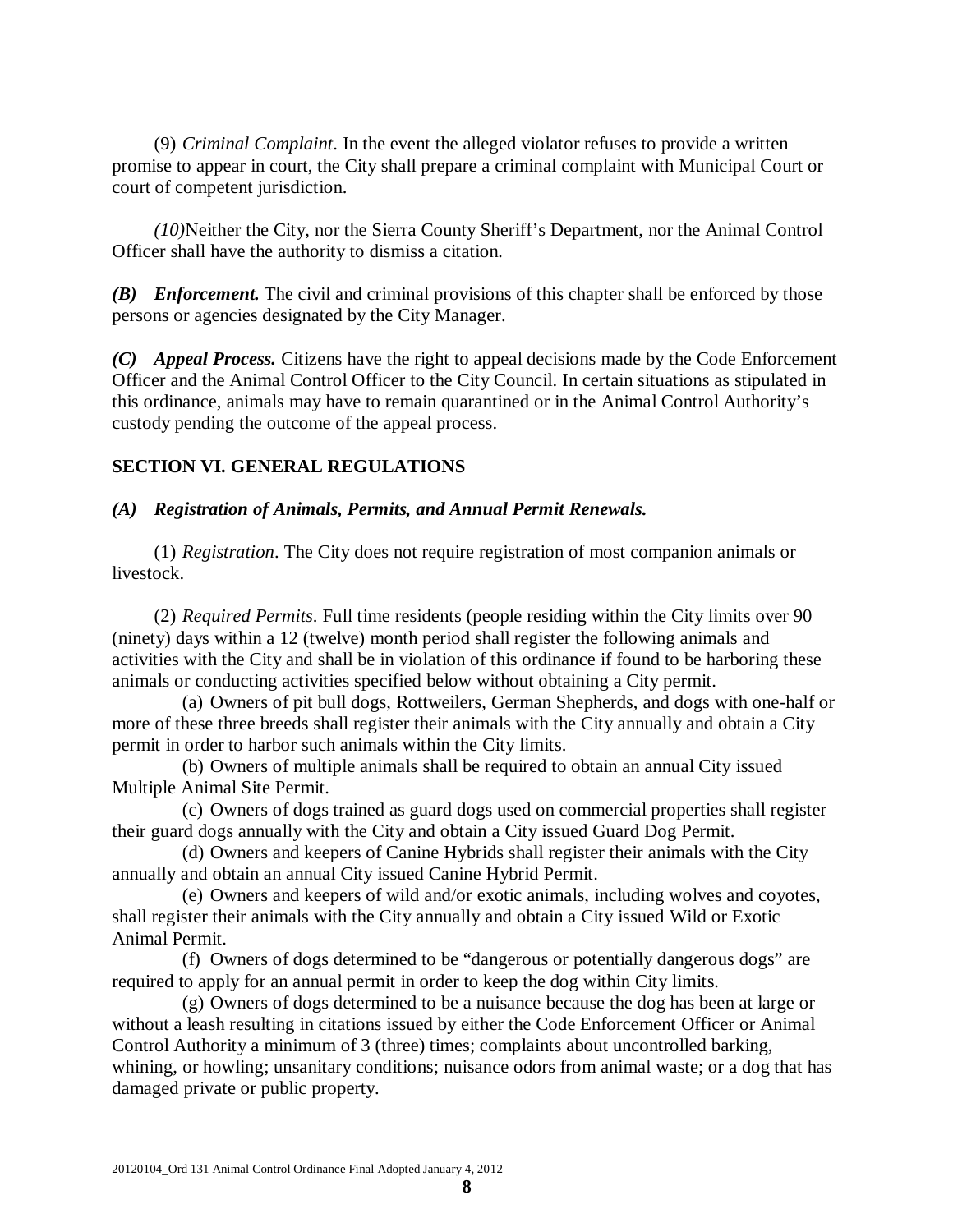(9) *Criminal Complaint*. In the event the alleged violator refuses to provide a written promise to appear in court, the City shall prepare a criminal complaint with Municipal Court or court of competent jurisdiction.

*(10)*Neither the City, nor the Sierra County Sheriff's Department, nor the Animal Control Officer shall have the authority to dismiss a citation.

***(B) Enforcement.*** The civil and criminal provisions of this chapter shall be enforced by those persons or agencies designated by the City Manager.

***(C) Appeal Process.*** Citizens have the right to appeal decisions made by the Code Enforcement Officer and the Animal Control Officer to the City Council. In certain situations as stipulated in this ordinance, animals may have to remain quarantined or in the Animal Control Authority's custody pending the outcome of the appeal process.

## SECTION VI. GENERAL REGULATIONS

***(A) Registration of Animals, Permits, and Annual Permit Renewals.***

(1) *Registration*. The City does not require registration of most companion animals or livestock.

(2) *Required Permits*. Full time residents (people residing within the City limits over 90 (ninety) days within a 12 (twelve) month period shall register the following animals and activities with the City and shall be in violation of this ordinance if found to be harboring these animals or conducting activities specified below without obtaining a City permit.

(a) Owners of pit bull dogs, Rottweilers, German Shepherds, and dogs with one-half or more of these three breeds shall register their animals with the City annually and obtain a City permit in order to harbor such animals within the City limits.

(b) Owners of multiple animals shall be required to obtain an annual City issued Multiple Animal Site Permit.

(c) Owners of dogs trained as guard dogs used on commercial properties shall register their guard dogs annually with the City and obtain a City issued Guard Dog Permit.

(d) Owners and keepers of Canine Hybrids shall register their animals with the City annually and obtain an annual City issued Canine Hybrid Permit.

(e) Owners and keepers of wild and/or exotic animals, including wolves and coyotes, shall register their animals with the City annually and obtain a City issued Wild or Exotic Animal Permit.

(f) Owners of dogs determined to be "dangerous or potentially dangerous dogs" are required to apply for an annual permit in order to keep the dog within City limits.

(g) Owners of dogs determined to be a nuisance because the dog has been at large or without a leash resulting in citations issued by either the Code Enforcement Officer or Animal Control Authority a minimum of 3 (three) times; complaints about uncontrolled barking, whining, or howling; unsanitary conditions; nuisance odors from animal waste; or a dog that has damaged private or public property.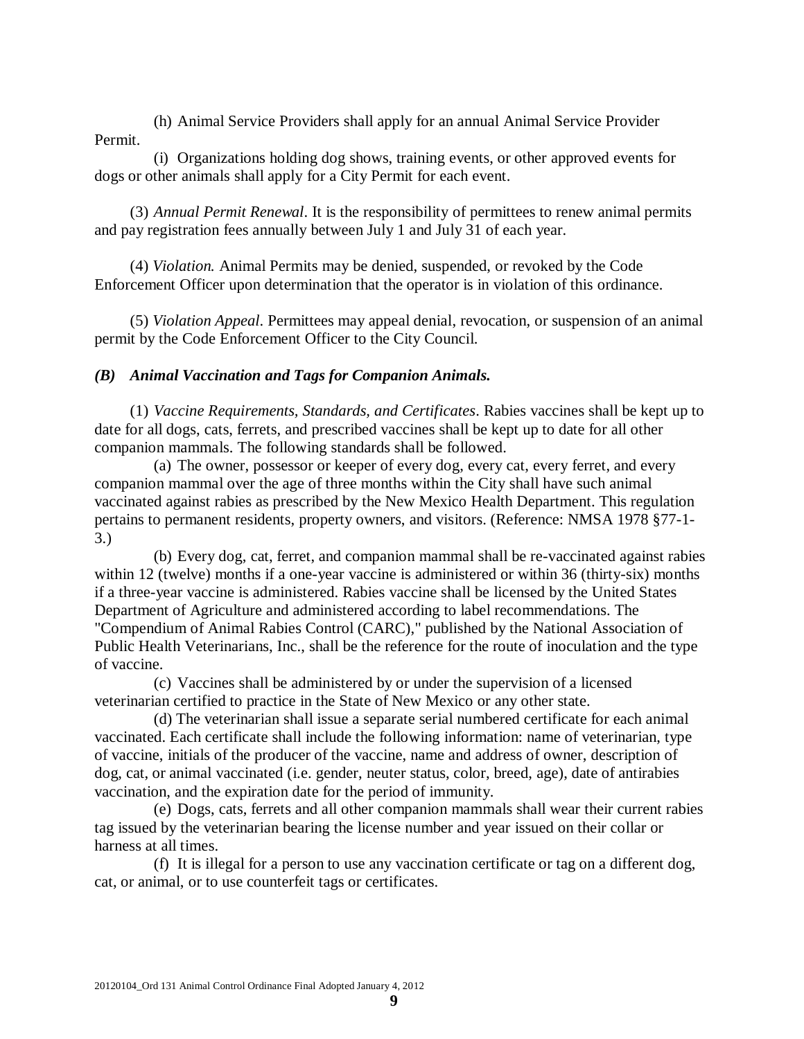(h) Animal Service Providers shall apply for an annual Animal Service Provider Permit.

(i) Organizations holding dog shows, training events, or other approved events for dogs or other animals shall apply for a City Permit for each event.

(3) *Annual Permit Renewal*. It is the responsibility of permittees to renew animal permits and pay registration fees annually between July 1 and July 31 of each year.

(4) *Violation.* Animal Permits may be denied, suspended, or revoked by the Code Enforcement Officer upon determination that the operator is in violation of this ordinance.

(5) *Violation Appeal*. Permittees may appeal denial, revocation, or suspension of an animal permit by the Code Enforcement Officer to the City Council.

### *(B) Animal Vaccination and Tags for Companion Animals.*

(1) *Vaccine Requirements, Standards, and Certificates*. Rabies vaccines shall be kept up to date for all dogs, cats, ferrets, and prescribed vaccines shall be kept up to date for all other companion mammals. The following standards shall be followed.

(a) The owner, possessor or keeper of every dog, every cat, every ferret, and every companion mammal over the age of three months within the City shall have such animal vaccinated against rabies as prescribed by the New Mexico Health Department. This regulation pertains to permanent residents, property owners, and visitors. (Reference: NMSA 1978 §77-1-3.)

(b) Every dog, cat, ferret, and companion mammal shall be re-vaccinated against rabies within 12 (twelve) months if a one-year vaccine is administered or within 36 (thirty-six) months if a three-year vaccine is administered. Rabies vaccine shall be licensed by the United States Department of Agriculture and administered according to label recommendations. The "Compendium of Animal Rabies Control (CARC)," published by the National Association of Public Health Veterinarians, Inc., shall be the reference for the route of inoculation and the type of vaccine.

(c) Vaccines shall be administered by or under the supervision of a licensed veterinarian certified to practice in the State of New Mexico or any other state.

(d) The veterinarian shall issue a separate serial numbered certificate for each animal vaccinated. Each certificate shall include the following information: name of veterinarian, type of vaccine, initials of the producer of the vaccine, name and address of owner, description of dog, cat, or animal vaccinated (i.e. gender, neuter status, color, breed, age), date of antirabies vaccination, and the expiration date for the period of immunity.

(e) Dogs, cats, ferrets and all other companion mammals shall wear their current rabies tag issued by the veterinarian bearing the license number and year issued on their collar or harness at all times.

(f) It is illegal for a person to use any vaccination certificate or tag on a different dog, cat, or animal, or to use counterfeit tags or certificates.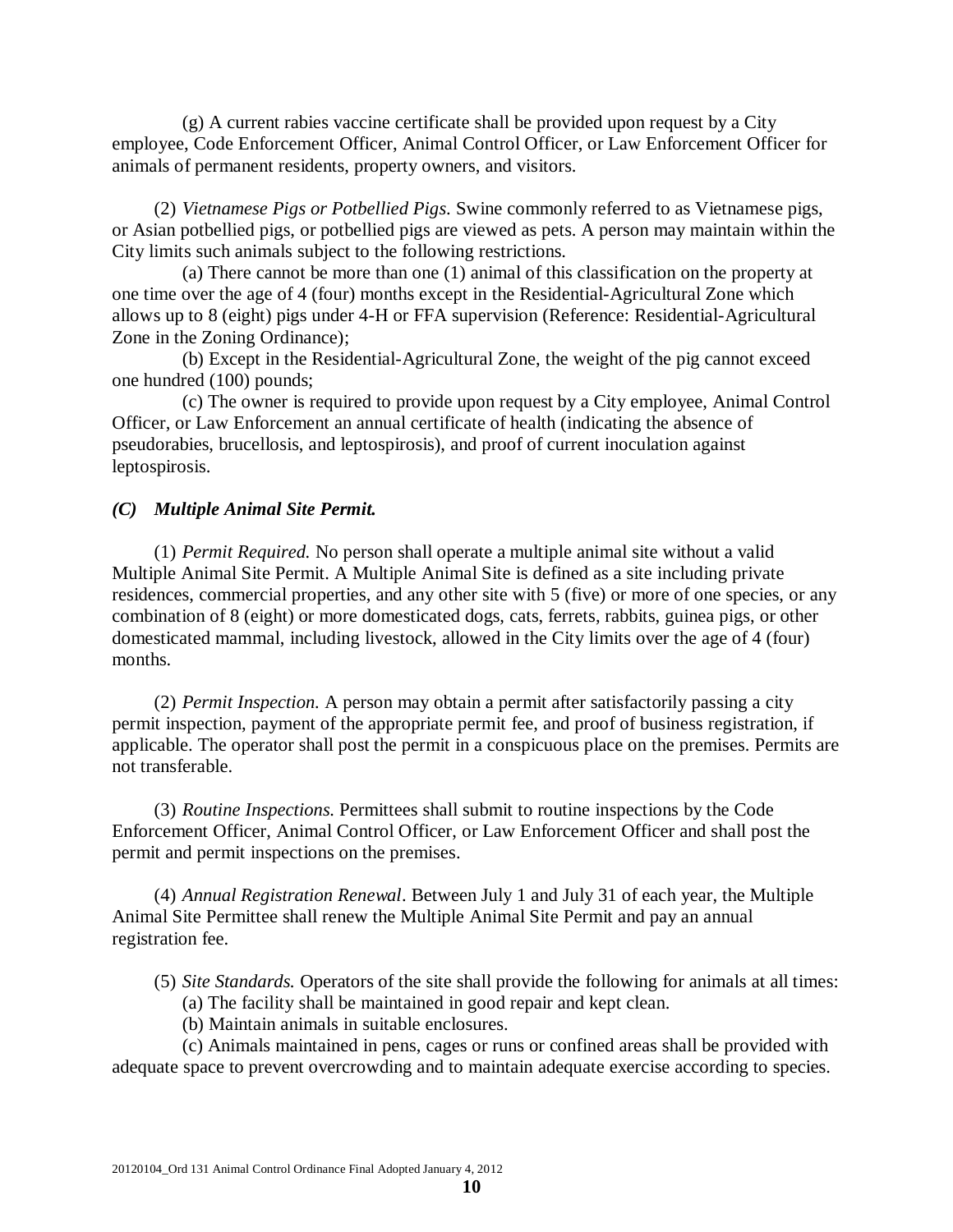(g) A current rabies vaccine certificate shall be provided upon request by a City employee, Code Enforcement Officer, Animal Control Officer, or Law Enforcement Officer for animals of permanent residents, property owners, and visitors.

(2) *Vietnamese Pigs or Potbellied Pigs.* Swine commonly referred to as Vietnamese pigs, or Asian potbellied pigs, or potbellied pigs are viewed as pets. A person may maintain within the City limits such animals subject to the following restrictions.

(a) There cannot be more than one (1) animal of this classification on the property at one time over the age of 4 (four) months except in the Residential-Agricultural Zone which allows up to 8 (eight) pigs under 4-H or FFA supervision (Reference: Residential-Agricultural Zone in the Zoning Ordinance);

(b) Except in the Residential-Agricultural Zone, the weight of the pig cannot exceed one hundred (100) pounds;

(c) The owner is required to provide upon request by a City employee, Animal Control Officer, or Law Enforcement an annual certificate of health (indicating the absence of pseudorabies, brucellosis, and leptospirosis), and proof of current inoculation against leptospirosis.

***(C) Multiple Animal Site Permit.***

(1) *Permit Required.* No person shall operate a multiple animal site without a valid Multiple Animal Site Permit. A Multiple Animal Site is defined as a site including private residences, commercial properties, and any other site with 5 (five) or more of one species, or any combination of 8 (eight) or more domesticated dogs, cats, ferrets, rabbits, guinea pigs, or other domesticated mammal, including livestock, allowed in the City limits over the age of 4 (four) months.

(2) *Permit Inspection.* A person may obtain a permit after satisfactorily passing a city permit inspection, payment of the appropriate permit fee, and proof of business registration, if applicable. The operator shall post the permit in a conspicuous place on the premises. Permits are not transferable.

(3) *Routine Inspections.* Permittees shall submit to routine inspections by the Code Enforcement Officer, Animal Control Officer, or Law Enforcement Officer and shall post the permit and permit inspections on the premises.

(4) *Annual Registration Renewal*. Between July 1 and July 31 of each year, the Multiple Animal Site Permittee shall renew the Multiple Animal Site Permit and pay an annual registration fee.

(5) *Site Standards.* Operators of the site shall provide the following for animals at all times:

(a) The facility shall be maintained in good repair and kept clean.

(b) Maintain animals in suitable enclosures.

(c) Animals maintained in pens, cages or runs or confined areas shall be provided with adequate space to prevent overcrowding and to maintain adequate exercise according to species.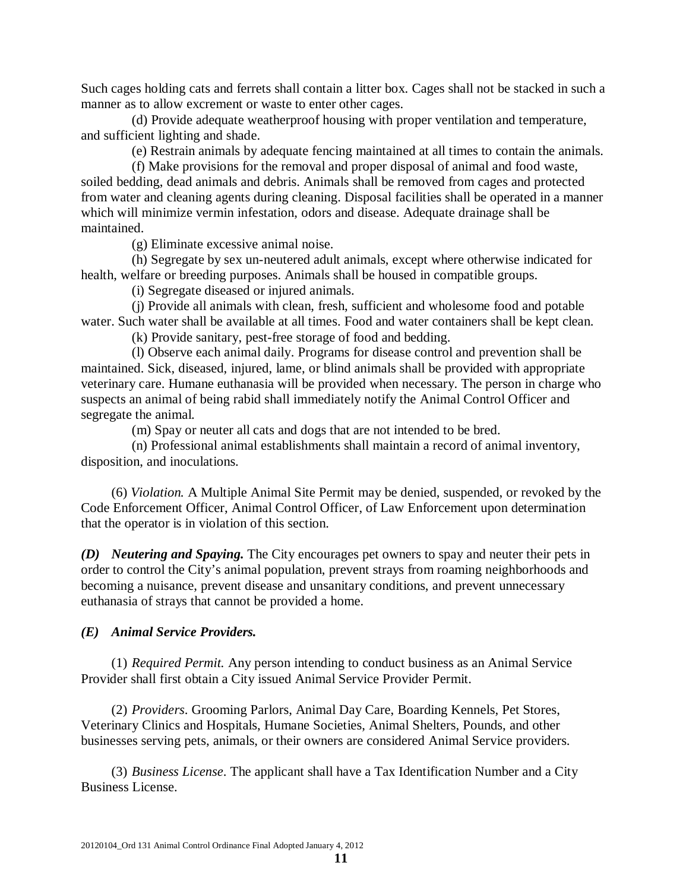Such cages holding cats and ferrets shall contain a litter box. Cages shall not be stacked in such a manner as to allow excrement or waste to enter other cages.

(d) Provide adequate weatherproof housing with proper ventilation and temperature, and sufficient lighting and shade.

(e) Restrain animals by adequate fencing maintained at all times to contain the animals.

(f) Make provisions for the removal and proper disposal of animal and food waste, soiled bedding, dead animals and debris. Animals shall be removed from cages and protected from water and cleaning agents during cleaning. Disposal facilities shall be operated in a manner which will minimize vermin infestation, odors and disease. Adequate drainage shall be maintained.

(g) Eliminate excessive animal noise.

(h) Segregate by sex un-neutered adult animals, except where otherwise indicated for health, welfare or breeding purposes. Animals shall be housed in compatible groups.

(i) Segregate diseased or injured animals.

(j) Provide all animals with clean, fresh, sufficient and wholesome food and potable water. Such water shall be available at all times. Food and water containers shall be kept clean.

(k) Provide sanitary, pest-free storage of food and bedding.

(l) Observe each animal daily. Programs for disease control and prevention shall be maintained. Sick, diseased, injured, lame, or blind animals shall be provided with appropriate veterinary care. Humane euthanasia will be provided when necessary. The person in charge who suspects an animal of being rabid shall immediately notify the Animal Control Officer and segregate the animal.

(m) Spay or neuter all cats and dogs that are not intended to be bred.

(n) Professional animal establishments shall maintain a record of animal inventory, disposition, and inoculations.

(6) *Violation.* A Multiple Animal Site Permit may be denied, suspended, or revoked by the Code Enforcement Officer, Animal Control Officer, of Law Enforcement upon determination that the operator is in violation of this section.

***(D) Neutering and Spaying.*** The City encourages pet owners to spay and neuter their pets in order to control the City's animal population, prevent strays from roaming neighborhoods and becoming a nuisance, prevent disease and unsanitary conditions, and prevent unnecessary euthanasia of strays that cannot be provided a home.

***(E) Animal Service Providers.***

(1) *Required Permit.* Any person intending to conduct business as an Animal Service Provider shall first obtain a City issued Animal Service Provider Permit.

(2) *Providers*. Grooming Parlors, Animal Day Care, Boarding Kennels, Pet Stores, Veterinary Clinics and Hospitals, Humane Societies, Animal Shelters, Pounds, and other businesses serving pets, animals, or their owners are considered Animal Service providers.

(3) *Business License*. The applicant shall have a Tax Identification Number and a City Business License.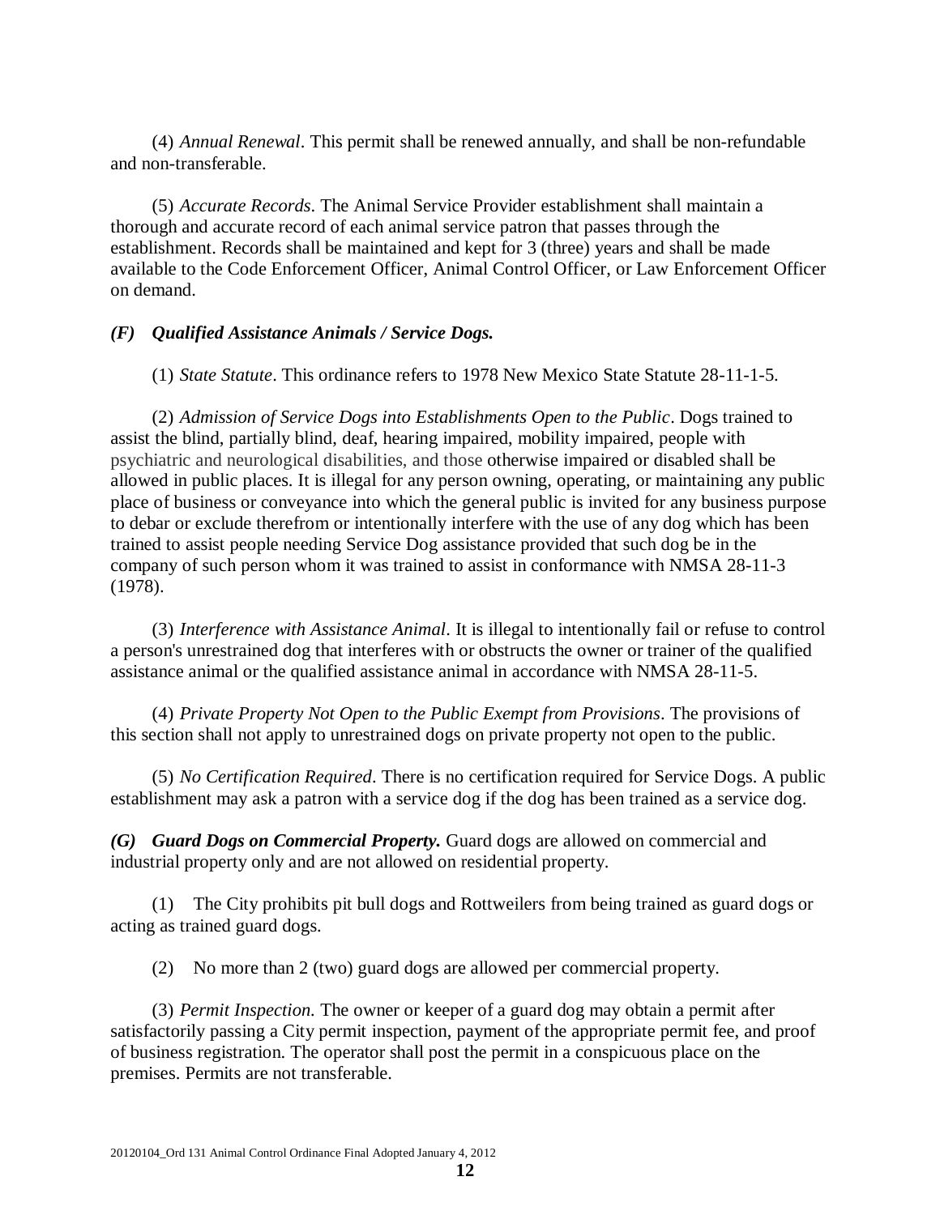(4) *Annual Renewal*. This permit shall be renewed annually, and shall be non-refundable and non-transferable.

(5) *Accurate Records*. The Animal Service Provider establishment shall maintain a thorough and accurate record of each animal service patron that passes through the establishment. Records shall be maintained and kept for 3 (three) years and shall be made available to the Code Enforcement Officer, Animal Control Officer, or Law Enforcement Officer on demand.

***(F) Qualified Assistance Animals / Service Dogs.***

(1) *State Statute*. This ordinance refers to 1978 New Mexico State Statute 28-11-1-5.

(2) *Admission of Service Dogs into Establishments Open to the Public*. Dogs trained to assist the blind, partially blind, deaf, hearing impaired, mobility impaired, people with psychiatric and neurological disabilities, and those otherwise impaired or disabled shall be allowed in public places. It is illegal for any person owning, operating, or maintaining any public place of business or conveyance into which the general public is invited for any business purpose to debar or exclude therefrom or intentionally interfere with the use of any dog which has been trained to assist people needing Service Dog assistance provided that such dog be in the company of such person whom it was trained to assist in conformance with NMSA 28-11-3 (1978).

(3) *Interference with Assistance Animal*. It is illegal to intentionally fail or refuse to control a person's unrestrained dog that interferes with or obstructs the owner or trainer of the qualified assistance animal or the qualified assistance animal in accordance with NMSA 28-11-5.

(4) *Private Property Not Open to the Public Exempt from Provisions*. The provisions of this section shall not apply to unrestrained dogs on private property not open to the public.

(5) *No Certification Required*. There is no certification required for Service Dogs. A public establishment may ask a patron with a service dog if the dog has been trained as a service dog.

***(G) Guard Dogs on Commercial Property.*** Guard dogs are allowed on commercial and industrial property only and are not allowed on residential property.

(1) The City prohibits pit bull dogs and Rottweilers from being trained as guard dogs or acting as trained guard dogs.

(2) No more than 2 (two) guard dogs are allowed per commercial property.

(3) *Permit Inspection.* The owner or keeper of a guard dog may obtain a permit after satisfactorily passing a City permit inspection, payment of the appropriate permit fee, and proof of business registration. The operator shall post the permit in a conspicuous place on the premises. Permits are not transferable.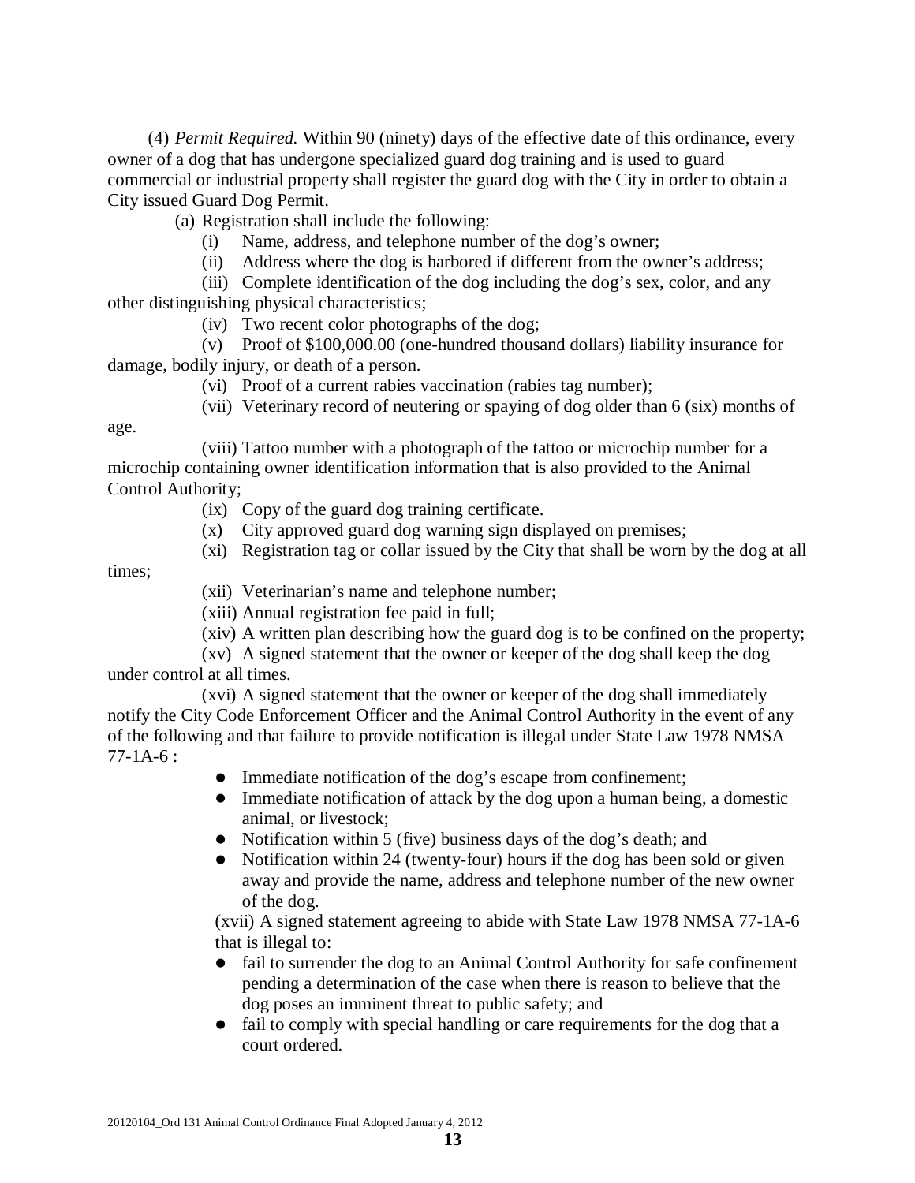(4) *Permit Required.* Within 90 (ninety) days of the effective date of this ordinance, every owner of a dog that has undergone specialized guard dog training and is used to guard commercial or industrial property shall register the guard dog with the City in order to obtain a City issued Guard Dog Permit.

(a) Registration shall include the following:

(i) Name, address, and telephone number of the dog's owner;

(ii) Address where the dog is harbored if different from the owner's address;

(iii) Complete identification of the dog including the dog's sex, color, and any other distinguishing physical characteristics;

(iv) Two recent color photographs of the dog;

(v) Proof of $100,000.00 (one-hundred thousand dollars) liability insurance for damage, bodily injury, or death of a person.

(vi) Proof of a current rabies vaccination (rabies tag number);

(vii) Veterinary record of neutering or spaying of dog older than 6 (six) months of age.

(viii) Tattoo number with a photograph of the tattoo or microchip number for a microchip containing owner identification information that is also provided to the Animal Control Authority;

(ix) Copy of the guard dog training certificate.

(x) City approved guard dog warning sign displayed on premises;

(xi) Registration tag or collar issued by the City that shall be worn by the dog at all times;

(xii) Veterinarian's name and telephone number;

(xiii) Annual registration fee paid in full;

(xiv) A written plan describing how the guard dog is to be confined on the property;

(xv) A signed statement that the owner or keeper of the dog shall keep the dog under control at all times.

(xvi) A signed statement that the owner or keeper of the dog shall immediately notify the City Code Enforcement Officer and the Animal Control Authority in the event of any of the following and that failure to provide notification is illegal under State Law 1978 NMSA 77-1A-6 :

- Immediate notification of the dog's escape from confinement;
- Immediate notification of attack by the dog upon a human being, a domestic animal, or livestock;
- Notification within 5 (five) business days of the dog's death; and
- Notification within 24 (twenty-four) hours if the dog has been sold or given away and provide the name, address and telephone number of the new owner of the dog.

(xvii) A signed statement agreeing to abide with State Law 1978 NMSA 77-1A-6 that is illegal to:

- fail to surrender the dog to an Animal Control Authority for safe confinement pending a determination of the case when there is reason to believe that the dog poses an imminent threat to public safety; and
- fail to comply with special handling or care requirements for the dog that a court ordered.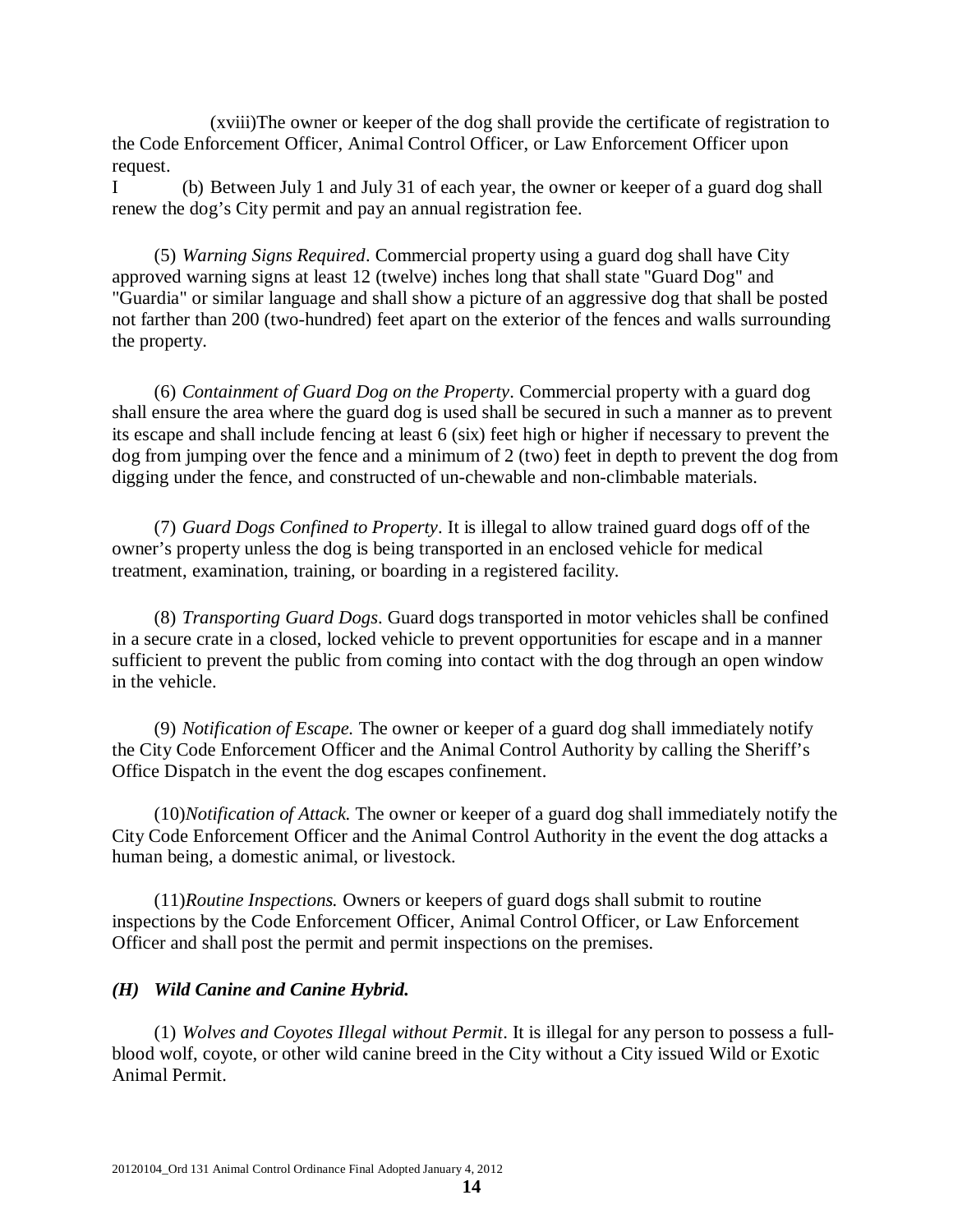(xviii)The owner or keeper of the dog shall provide the certificate of registration to the Code Enforcement Officer, Animal Control Officer, or Law Enforcement Officer upon request.

I (b) Between July 1 and July 31 of each year, the owner or keeper of a guard dog shall renew the dog's City permit and pay an annual registration fee.

(5) *Warning Signs Required*. Commercial property using a guard dog shall have City approved warning signs at least 12 (twelve) inches long that shall state "Guard Dog" and "Guardia" or similar language and shall show a picture of an aggressive dog that shall be posted not farther than 200 (two-hundred) feet apart on the exterior of the fences and walls surrounding the property.

(6) *Containment of Guard Dog on the Property*. Commercial property with a guard dog shall ensure the area where the guard dog is used shall be secured in such a manner as to prevent its escape and shall include fencing at least 6 (six) feet high or higher if necessary to prevent the dog from jumping over the fence and a minimum of 2 (two) feet in depth to prevent the dog from digging under the fence, and constructed of un-chewable and non-climbable materials.

(7) *Guard Dogs Confined to Property*. It is illegal to allow trained guard dogs off of the owner's property unless the dog is being transported in an enclosed vehicle for medical treatment, examination, training, or boarding in a registered facility.

(8) *Transporting Guard Dogs*. Guard dogs transported in motor vehicles shall be confined in a secure crate in a closed, locked vehicle to prevent opportunities for escape and in a manner sufficient to prevent the public from coming into contact with the dog through an open window in the vehicle.

(9) *Notification of Escape.* The owner or keeper of a guard dog shall immediately notify the City Code Enforcement Officer and the Animal Control Authority by calling the Sheriff's Office Dispatch in the event the dog escapes confinement.

(10)*Notification of Attack.* The owner or keeper of a guard dog shall immediately notify the City Code Enforcement Officer and the Animal Control Authority in the event the dog attacks a human being, a domestic animal, or livestock.

(11)*Routine Inspections.* Owners or keepers of guard dogs shall submit to routine inspections by the Code Enforcement Officer, Animal Control Officer, or Law Enforcement Officer and shall post the permit and permit inspections on the premises.

***(H) Wild Canine and Canine Hybrid.***

(1) *Wolves and Coyotes Illegal without Permit*. It is illegal for any person to possess a full-blood wolf, coyote, or other wild canine breed in the City without a City issued Wild or Exotic Animal Permit.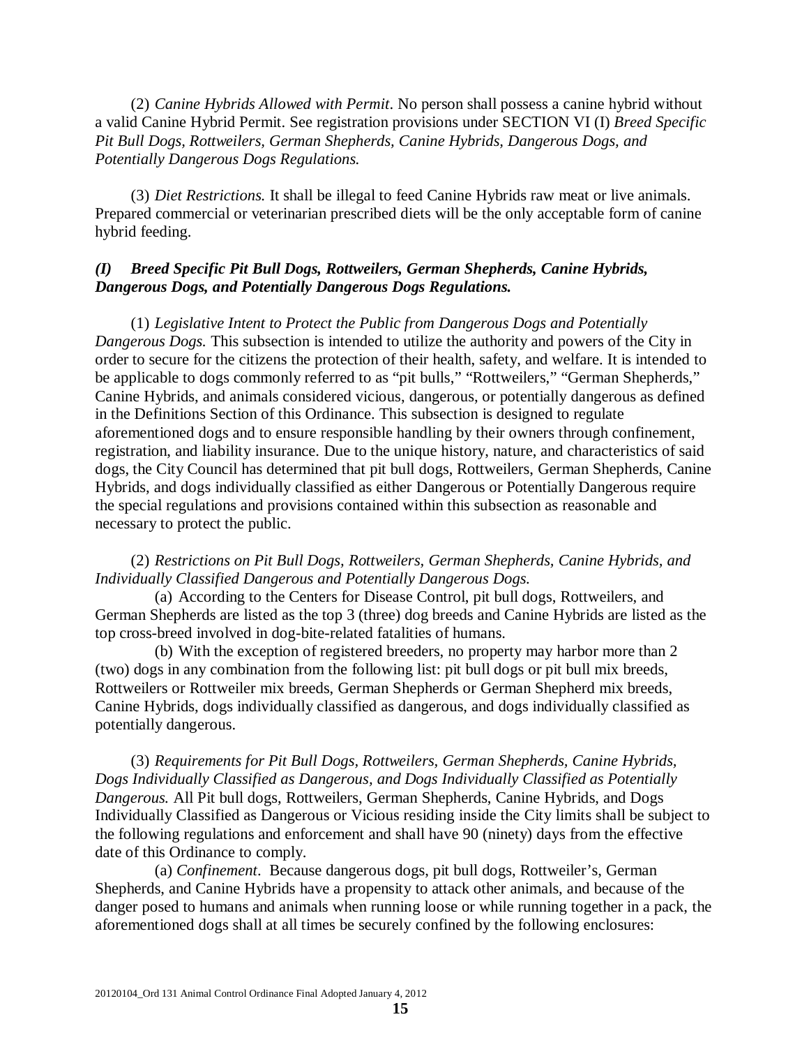(2) *Canine Hybrids Allowed with Permit*. No person shall possess a canine hybrid without a valid Canine Hybrid Permit. See registration provisions under SECTION VI (I) *Breed Specific Pit Bull Dogs, Rottweilers, German Shepherds, Canine Hybrids, Dangerous Dogs, and Potentially Dangerous Dogs Regulations.*

(3) *Diet Restrictions.* It shall be illegal to feed Canine Hybrids raw meat or live animals. Prepared commercial or veterinarian prescribed diets will be the only acceptable form of canine hybrid feeding.

***(I) Breed Specific Pit Bull Dogs, Rottweilers, German Shepherds, Canine Hybrids, Dangerous Dogs, and Potentially Dangerous Dogs Regulations.***

(1) *Legislative Intent to Protect the Public from Dangerous Dogs and Potentially Dangerous Dogs.* This subsection is intended to utilize the authority and powers of the City in order to secure for the citizens the protection of their health, safety, and welfare. It is intended to be applicable to dogs commonly referred to as "pit bulls," "Rottweilers," "German Shepherds," Canine Hybrids, and animals considered vicious, dangerous, or potentially dangerous as defined in the Definitions Section of this Ordinance. This subsection is designed to regulate aforementioned dogs and to ensure responsible handling by their owners through confinement, registration, and liability insurance. Due to the unique history, nature, and characteristics of said dogs, the City Council has determined that pit bull dogs, Rottweilers, German Shepherds, Canine Hybrids, and dogs individually classified as either Dangerous or Potentially Dangerous require the special regulations and provisions contained within this subsection as reasonable and necessary to protect the public.

(2) *Restrictions on Pit Bull Dogs, Rottweilers, German Shepherds, Canine Hybrids, and Individually Classified Dangerous and Potentially Dangerous Dogs.*

(a) According to the Centers for Disease Control, pit bull dogs, Rottweilers, and German Shepherds are listed as the top 3 (three) dog breeds and Canine Hybrids are listed as the top cross-breed involved in dog-bite-related fatalities of humans.

(b) With the exception of registered breeders, no property may harbor more than 2 (two) dogs in any combination from the following list: pit bull dogs or pit bull mix breeds, Rottweilers or Rottweiler mix breeds, German Shepherds or German Shepherd mix breeds, Canine Hybrids, dogs individually classified as dangerous, and dogs individually classified as potentially dangerous.

(3) *Requirements for Pit Bull Dogs, Rottweilers, German Shepherds, Canine Hybrids, Dogs Individually Classified as Dangerous, and Dogs Individually Classified as Potentially Dangerous.* All Pit bull dogs, Rottweilers, German Shepherds, Canine Hybrids, and Dogs Individually Classified as Dangerous or Vicious residing inside the City limits shall be subject to the following regulations and enforcement and shall have 90 (ninety) days from the effective date of this Ordinance to comply.

(a) *Confinement*. Because dangerous dogs, pit bull dogs, Rottweiler's, German Shepherds, and Canine Hybrids have a propensity to attack other animals, and because of the danger posed to humans and animals when running loose or while running together in a pack, the aforementioned dogs shall at all times be securely confined by the following enclosures: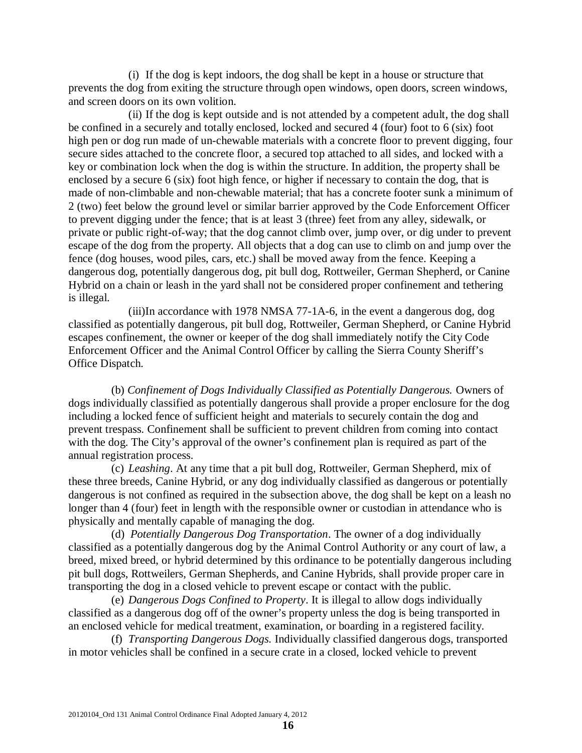(i) If the dog is kept indoors, the dog shall be kept in a house or structure that prevents the dog from exiting the structure through open windows, open doors, screen windows, and screen doors on its own volition.

(ii) If the dog is kept outside and is not attended by a competent adult, the dog shall be confined in a securely and totally enclosed, locked and secured 4 (four) foot to 6 (six) foot high pen or dog run made of un-chewable materials with a concrete floor to prevent digging, four secure sides attached to the concrete floor, a secured top attached to all sides, and locked with a key or combination lock when the dog is within the structure. In addition, the property shall be enclosed by a secure 6 (six) foot high fence, or higher if necessary to contain the dog, that is made of non-climbable and non-chewable material; that has a concrete footer sunk a minimum of 2 (two) feet below the ground level or similar barrier approved by the Code Enforcement Officer to prevent digging under the fence; that is at least 3 (three) feet from any alley, sidewalk, or private or public right-of-way; that the dog cannot climb over, jump over, or dig under to prevent escape of the dog from the property. All objects that a dog can use to climb on and jump over the fence (dog houses, wood piles, cars, etc.) shall be moved away from the fence. Keeping a dangerous dog, potentially dangerous dog, pit bull dog, Rottweiler, German Shepherd, or Canine Hybrid on a chain or leash in the yard shall not be considered proper confinement and tethering is illegal.

(iii)In accordance with 1978 NMSA 77-1A-6, in the event a dangerous dog, dog classified as potentially dangerous, pit bull dog, Rottweiler, German Shepherd, or Canine Hybrid escapes confinement, the owner or keeper of the dog shall immediately notify the City Code Enforcement Officer and the Animal Control Officer by calling the Sierra County Sheriff's Office Dispatch.

(b) *Confinement of Dogs Individually Classified as Potentially Dangerous.* Owners of dogs individually classified as potentially dangerous shall provide a proper enclosure for the dog including a locked fence of sufficient height and materials to securely contain the dog and prevent trespass. Confinement shall be sufficient to prevent children from coming into contact with the dog. The City's approval of the owner's confinement plan is required as part of the annual registration process.

(c) *Leashing*. At any time that a pit bull dog, Rottweiler, German Shepherd, mix of these three breeds, Canine Hybrid, or any dog individually classified as dangerous or potentially dangerous is not confined as required in the subsection above, the dog shall be kept on a leash no longer than 4 (four) feet in length with the responsible owner or custodian in attendance who is physically and mentally capable of managing the dog.

(d) *Potentially Dangerous Dog Transportation*. The owner of a dog individually classified as a potentially dangerous dog by the Animal Control Authority or any court of law, a breed, mixed breed, or hybrid determined by this ordinance to be potentially dangerous including pit bull dogs, Rottweilers, German Shepherds, and Canine Hybrids, shall provide proper care in transporting the dog in a closed vehicle to prevent escape or contact with the public.

(e) *Dangerous Dogs Confined to Property*. It is illegal to allow dogs individually classified as a dangerous dog off of the owner's property unless the dog is being transported in an enclosed vehicle for medical treatment, examination, or boarding in a registered facility.

(f) *Transporting Dangerous Dogs.* Individually classified dangerous dogs, transported in motor vehicles shall be confined in a secure crate in a closed, locked vehicle to prevent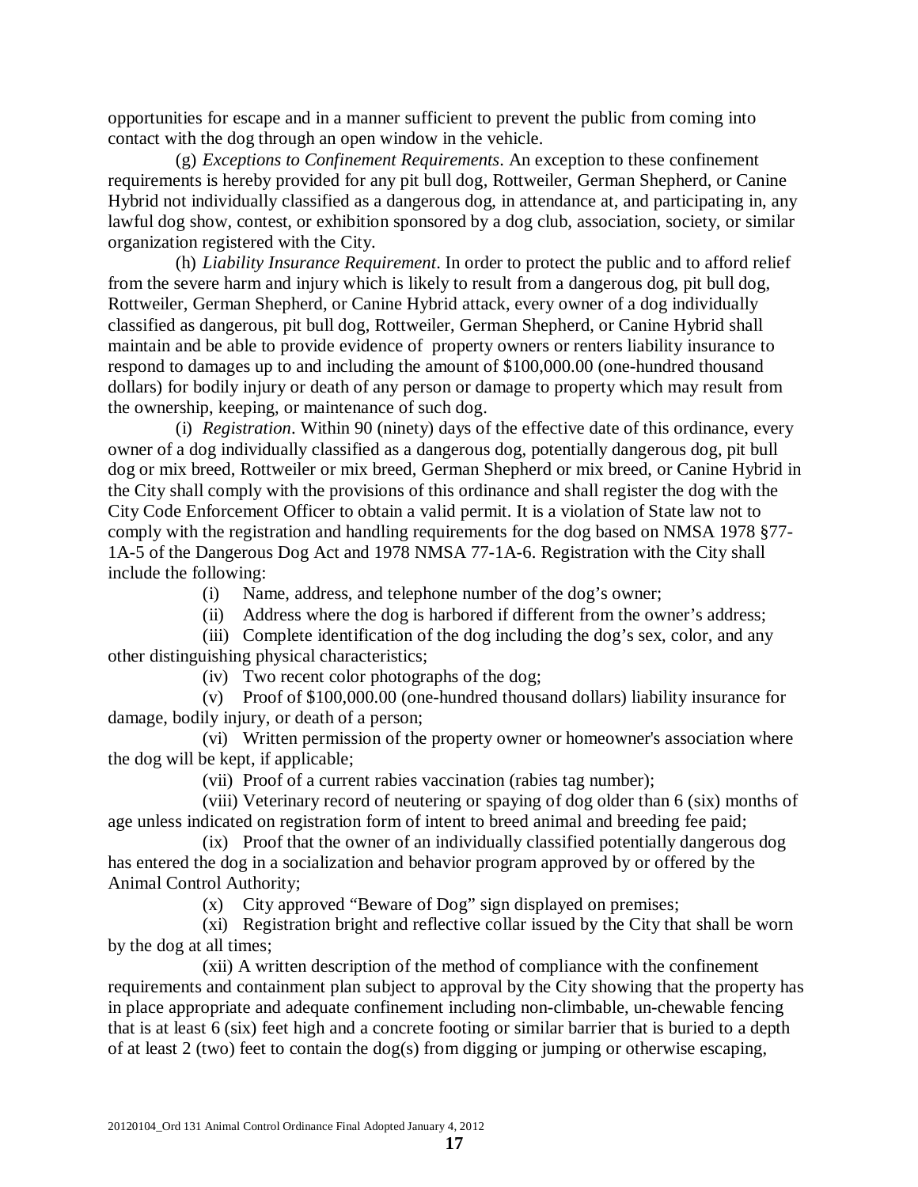opportunities for escape and in a manner sufficient to prevent the public from coming into contact with the dog through an open window in the vehicle.

(g) *Exceptions to Confinement Requirements*. An exception to these confinement requirements is hereby provided for any pit bull dog, Rottweiler, German Shepherd, or Canine Hybrid not individually classified as a dangerous dog, in attendance at, and participating in, any lawful dog show, contest, or exhibition sponsored by a dog club, association, society, or similar organization registered with the City.

(h) *Liability Insurance Requirement*. In order to protect the public and to afford relief from the severe harm and injury which is likely to result from a dangerous dog, pit bull dog, Rottweiler, German Shepherd, or Canine Hybrid attack, every owner of a dog individually classified as dangerous, pit bull dog, Rottweiler, German Shepherd, or Canine Hybrid shall maintain and be able to provide evidence of property owners or renters liability insurance to respond to damages up to and including the amount of $100,000.00 (one-hundred thousand dollars) for bodily injury or death of any person or damage to property which may result from the ownership, keeping, or maintenance of such dog.

(i) *Registration*. Within 90 (ninety) days of the effective date of this ordinance, every owner of a dog individually classified as a dangerous dog, potentially dangerous dog, pit bull dog or mix breed, Rottweiler or mix breed, German Shepherd or mix breed, or Canine Hybrid in the City shall comply with the provisions of this ordinance and shall register the dog with the City Code Enforcement Officer to obtain a valid permit. It is a violation of State law not to comply with the registration and handling requirements for the dog based on NMSA 1978 §77-1A-5 of the Dangerous Dog Act and 1978 NMSA 77-1A-6. Registration with the City shall include the following:

(i) Name, address, and telephone number of the dog's owner;

(ii) Address where the dog is harbored if different from the owner's address;

(iii) Complete identification of the dog including the dog's sex, color, and any other distinguishing physical characteristics;

(iv) Two recent color photographs of the dog;

(v) Proof of $100,000.00 (one-hundred thousand dollars) liability insurance for damage, bodily injury, or death of a person;

(vi) Written permission of the property owner or homeowner's association where the dog will be kept, if applicable;

(vii) Proof of a current rabies vaccination (rabies tag number);

(viii) Veterinary record of neutering or spaying of dog older than 6 (six) months of age unless indicated on registration form of intent to breed animal and breeding fee paid;

(ix) Proof that the owner of an individually classified potentially dangerous dog has entered the dog in a socialization and behavior program approved by or offered by the Animal Control Authority;

(x) City approved "Beware of Dog" sign displayed on premises;

(xi) Registration bright and reflective collar issued by the City that shall be worn by the dog at all times;

(xii) A written description of the method of compliance with the confinement requirements and containment plan subject to approval by the City showing that the property has in place appropriate and adequate confinement including non-climbable, un-chewable fencing that is at least 6 (six) feet high and a concrete footing or similar barrier that is buried to a depth of at least 2 (two) feet to contain the dog(s) from digging or jumping or otherwise escaping,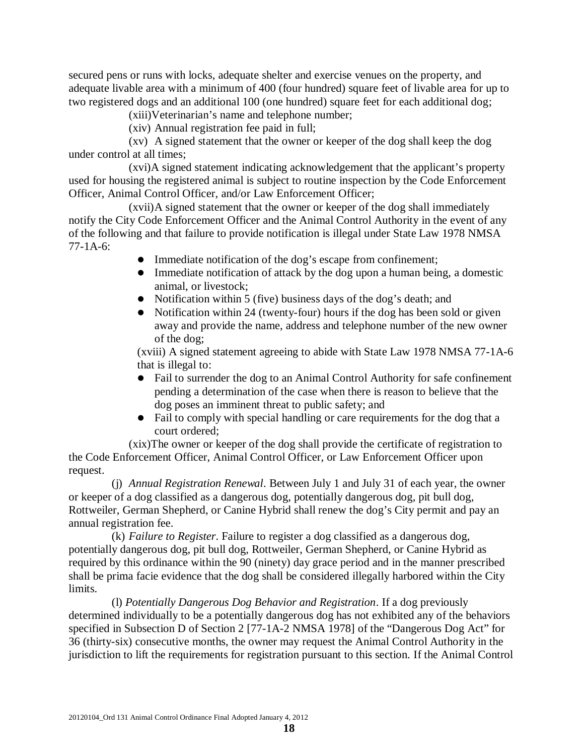secured pens or runs with locks, adequate shelter and exercise venues on the property, and adequate livable area with a minimum of 400 (four hundred) square feet of livable area for up to two registered dogs and an additional 100 (one hundred) square feet for each additional dog;

(xiii) Veterinarian's name and telephone number;

(xiv) Annual registration fee paid in full;

(xv) A signed statement that the owner or keeper of the dog shall keep the dog under control at all times;

(xvi) A signed statement indicating acknowledgement that the applicant's property used for housing the registered animal is subject to routine inspection by the Code Enforcement Officer, Animal Control Officer, and/or Law Enforcement Officer;

(xvii) A signed statement that the owner or keeper of the dog shall immediately notify the City Code Enforcement Officer and the Animal Control Authority in the event of any of the following and that failure to provide notification is illegal under State Law 1978 NMSA 77-1A-6:

- Immediate notification of the dog's escape from confinement;
- Immediate notification of attack by the dog upon a human being, a domestic animal, or livestock;
- Notification within 5 (five) business days of the dog's death; and
- Notification within 24 (twenty-four) hours if the dog has been sold or given away and provide the name, address and telephone number of the new owner of the dog;

(xviii) A signed statement agreeing to abide with State Law 1978 NMSA 77-1A-6 that is illegal to:

- Fail to surrender the dog to an Animal Control Authority for safe confinement pending a determination of the case when there is reason to believe that the dog poses an imminent threat to public safety; and
- Fail to comply with special handling or care requirements for the dog that a court ordered;

(xix) The owner or keeper of the dog shall provide the certificate of registration to the Code Enforcement Officer, Animal Control Officer, or Law Enforcement Officer upon request.

(j) *Annual Registration Renewal*. Between July 1 and July 31 of each year, the owner or keeper of a dog classified as a dangerous dog, potentially dangerous dog, pit bull dog, Rottweiler, German Shepherd, or Canine Hybrid shall renew the dog's City permit and pay an annual registration fee.

(k) *Failure to Register*. Failure to register a dog classified as a dangerous dog, potentially dangerous dog, pit bull dog, Rottweiler, German Shepherd, or Canine Hybrid as required by this ordinance within the 90 (ninety) day grace period and in the manner prescribed shall be prima facie evidence that the dog shall be considered illegally harbored within the City limits.

(l) *Potentially Dangerous Dog Behavior and Registration*. If a dog previously determined individually to be a potentially dangerous dog has not exhibited any of the behaviors specified in Subsection D of Section 2 [77-1A-2 NMSA 1978] of the "Dangerous Dog Act" for 36 (thirty-six) consecutive months, the owner may request the Animal Control Authority in the jurisdiction to lift the requirements for registration pursuant to this section. If the Animal Control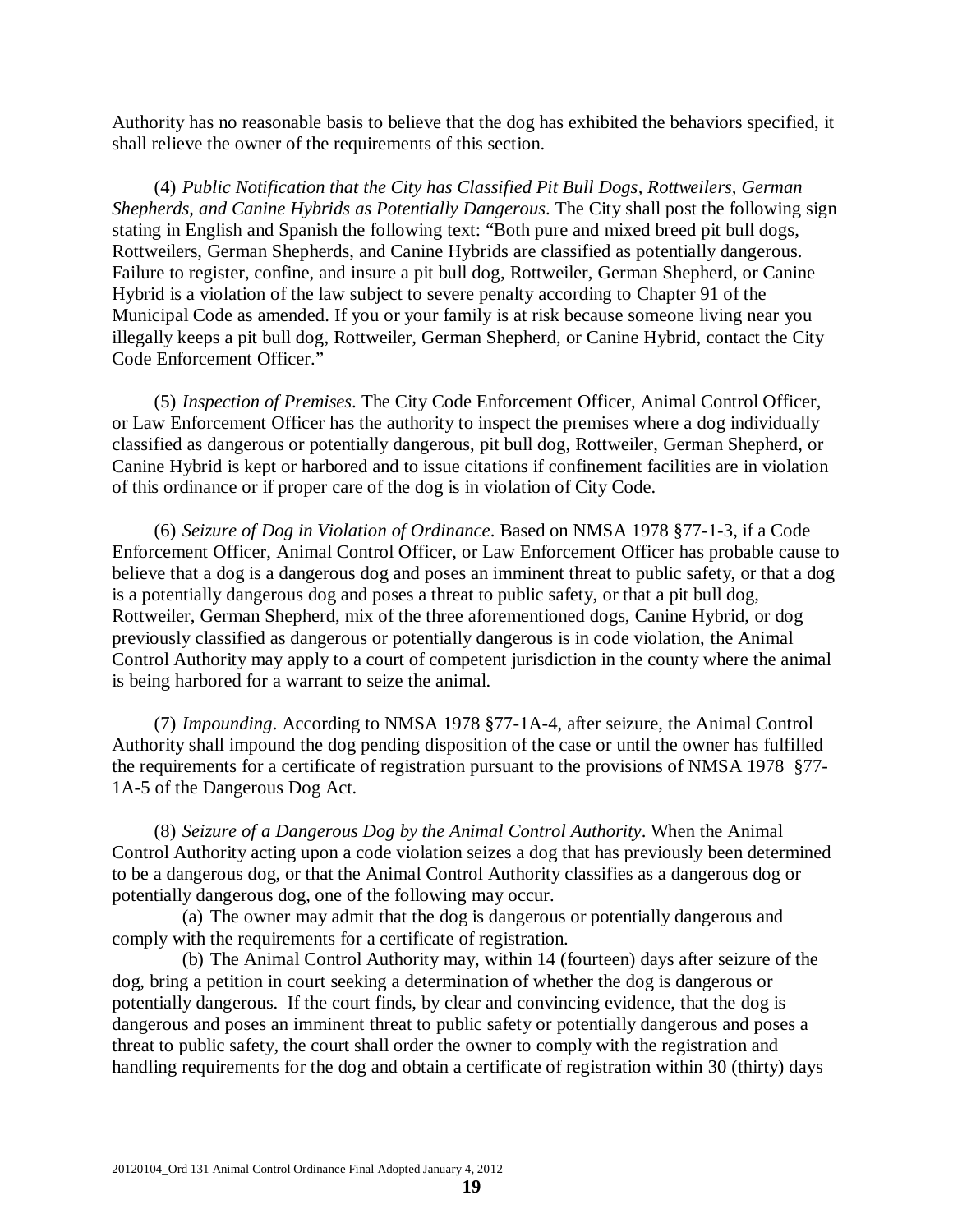Authority has no reasonable basis to believe that the dog has exhibited the behaviors specified, it shall relieve the owner of the requirements of this section.

(4) *Public Notification that the City has Classified Pit Bull Dogs, Rottweilers, German Shepherds, and Canine Hybrids as Potentially Dangerous*. The City shall post the following sign stating in English and Spanish the following text: "Both pure and mixed breed pit bull dogs, Rottweilers, German Shepherds, and Canine Hybrids are classified as potentially dangerous. Failure to register, confine, and insure a pit bull dog, Rottweiler, German Shepherd, or Canine Hybrid is a violation of the law subject to severe penalty according to Chapter 91 of the Municipal Code as amended. If you or your family is at risk because someone living near you illegally keeps a pit bull dog, Rottweiler, German Shepherd, or Canine Hybrid, contact the City Code Enforcement Officer."

(5) *Inspection of Premises*. The City Code Enforcement Officer, Animal Control Officer, or Law Enforcement Officer has the authority to inspect the premises where a dog individually classified as dangerous or potentially dangerous, pit bull dog, Rottweiler, German Shepherd, or Canine Hybrid is kept or harbored and to issue citations if confinement facilities are in violation of this ordinance or if proper care of the dog is in violation of City Code.

(6) *Seizure of Dog in Violation of Ordinance*. Based on NMSA 1978 §77-1-3, if a Code Enforcement Officer, Animal Control Officer, or Law Enforcement Officer has probable cause to believe that a dog is a dangerous dog and poses an imminent threat to public safety, or that a dog is a potentially dangerous dog and poses a threat to public safety, or that a pit bull dog, Rottweiler, German Shepherd, mix of the three aforementioned dogs, Canine Hybrid, or dog previously classified as dangerous or potentially dangerous is in code violation, the Animal Control Authority may apply to a court of competent jurisdiction in the county where the animal is being harbored for a warrant to seize the animal.

(7) *Impounding*. According to NMSA 1978 §77-1A-4, after seizure, the Animal Control Authority shall impound the dog pending disposition of the case or until the owner has fulfilled the requirements for a certificate of registration pursuant to the provisions of NMSA 1978 §77-1A-5 of the Dangerous Dog Act.

(8) *Seizure of a Dangerous Dog by the Animal Control Authority*. When the Animal Control Authority acting upon a code violation seizes a dog that has previously been determined to be a dangerous dog, or that the Animal Control Authority classifies as a dangerous dog or potentially dangerous dog, one of the following may occur.

(a) The owner may admit that the dog is dangerous or potentially dangerous and comply with the requirements for a certificate of registration.

(b) The Animal Control Authority may, within 14 (fourteen) days after seizure of the dog, bring a petition in court seeking a determination of whether the dog is dangerous or potentially dangerous. If the court finds, by clear and convincing evidence, that the dog is dangerous and poses an imminent threat to public safety or potentially dangerous and poses a threat to public safety, the court shall order the owner to comply with the registration and handling requirements for the dog and obtain a certificate of registration within 30 (thirty) days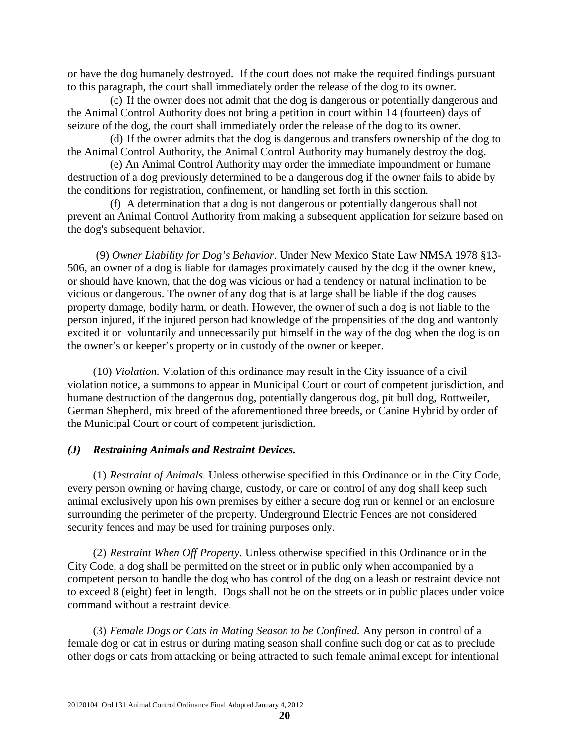or have the dog humanely destroyed. If the court does not make the required findings pursuant to this paragraph, the court shall immediately order the release of the dog to its owner.

(c) If the owner does not admit that the dog is dangerous or potentially dangerous and the Animal Control Authority does not bring a petition in court within 14 (fourteen) days of seizure of the dog, the court shall immediately order the release of the dog to its owner.

(d) If the owner admits that the dog is dangerous and transfers ownership of the dog to the Animal Control Authority, the Animal Control Authority may humanely destroy the dog.

(e) An Animal Control Authority may order the immediate impoundment or humane destruction of a dog previously determined to be a dangerous dog if the owner fails to abide by the conditions for registration, confinement, or handling set forth in this section.

(f) A determination that a dog is not dangerous or potentially dangerous shall not prevent an Animal Control Authority from making a subsequent application for seizure based on the dog's subsequent behavior.

(9) *Owner Liability for Dog's Behavior*. Under New Mexico State Law NMSA 1978 §13-506, an owner of a dog is liable for damages proximately caused by the dog if the owner knew, or should have known, that the dog was vicious or had a tendency or natural inclination to be vicious or dangerous. The owner of any dog that is at large shall be liable if the dog causes property damage, bodily harm, or death. However, the owner of such a dog is not liable to the person injured, if the injured person had knowledge of the propensities of the dog and wantonly excited it or voluntarily and unnecessarily put himself in the way of the dog when the dog is on the owner's or keeper's property or in custody of the owner or keeper.

(10) *Violation.* Violation of this ordinance may result in the City issuance of a civil violation notice, a summons to appear in Municipal Court or court of competent jurisdiction, and humane destruction of the dangerous dog, potentially dangerous dog, pit bull dog, Rottweiler, German Shepherd, mix breed of the aforementioned three breeds, or Canine Hybrid by order of the Municipal Court or court of competent jurisdiction.

### *(J) Restraining Animals and Restraint Devices.*

(1) *Restraint of Animals.* Unless otherwise specified in this Ordinance or in the City Code, every person owning or having charge, custody, or care or control of any dog shall keep such animal exclusively upon his own premises by either a secure dog run or kennel or an enclosure surrounding the perimeter of the property. Underground Electric Fences are not considered security fences and may be used for training purposes only.

(2) *Restraint When Off Property*. Unless otherwise specified in this Ordinance or in the City Code, a dog shall be permitted on the street or in public only when accompanied by a competent person to handle the dog who has control of the dog on a leash or restraint device not to exceed 8 (eight) feet in length. Dogs shall not be on the streets or in public places under voice command without a restraint device.

(3) *Female Dogs or Cats in Mating Season to be Confined.* Any person in control of a female dog or cat in estrus or during mating season shall confine such dog or cat as to preclude other dogs or cats from attacking or being attracted to such female animal except for intentional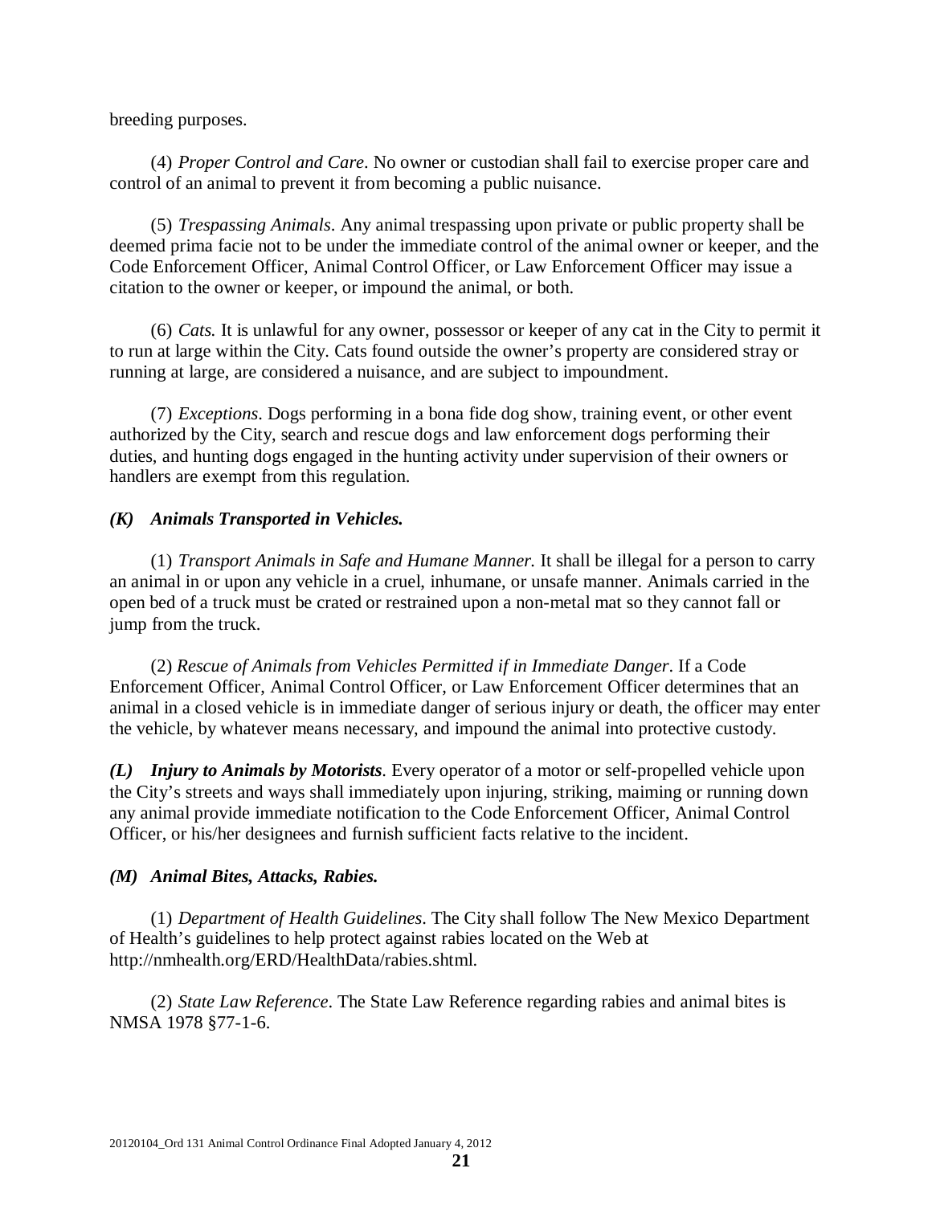breeding purposes.

(4) *Proper Control and Care*. No owner or custodian shall fail to exercise proper care and control of an animal to prevent it from becoming a public nuisance.

(5) *Trespassing Animals*. Any animal trespassing upon private or public property shall be deemed prima facie not to be under the immediate control of the animal owner or keeper, and the Code Enforcement Officer, Animal Control Officer, or Law Enforcement Officer may issue a citation to the owner or keeper, or impound the animal, or both.

(6) *Cats.* It is unlawful for any owner, possessor or keeper of any cat in the City to permit it to run at large within the City. Cats found outside the owner's property are considered stray or running at large, are considered a nuisance, and are subject to impoundment.

(7) *Exceptions*. Dogs performing in a bona fide dog show, training event, or other event authorized by the City, search and rescue dogs and law enforcement dogs performing their duties, and hunting dogs engaged in the hunting activity under supervision of their owners or handlers are exempt from this regulation.

***(K) Animals Transported in Vehicles.***

(1) *Transport Animals in Safe and Humane Manner.* It shall be illegal for a person to carry an animal in or upon any vehicle in a cruel, inhumane, or unsafe manner. Animals carried in the open bed of a truck must be crated or restrained upon a non-metal mat so they cannot fall or jump from the truck.

(2) *Rescue of Animals from Vehicles Permitted if in Immediate Danger*. If a Code Enforcement Officer, Animal Control Officer, or Law Enforcement Officer determines that an animal in a closed vehicle is in immediate danger of serious injury or death, the officer may enter the vehicle, by whatever means necessary, and impound the animal into protective custody.

***(L) Injury to Animals by Motorists*.** Every operator of a motor or self-propelled vehicle upon the City's streets and ways shall immediately upon injuring, striking, maiming or running down any animal provide immediate notification to the Code Enforcement Officer, Animal Control Officer, or his/her designees and furnish sufficient facts relative to the incident.

***(M) Animal Bites, Attacks, Rabies.***

(1) *Department of Health Guidelines*. The City shall follow The New Mexico Department of Health's guidelines to help protect against rabies located on the Web at http://nmhealth.org/ERD/HealthData/rabies.shtml.

(2) *State Law Reference*. The State Law Reference regarding rabies and animal bites is NMSA 1978 §77-1-6.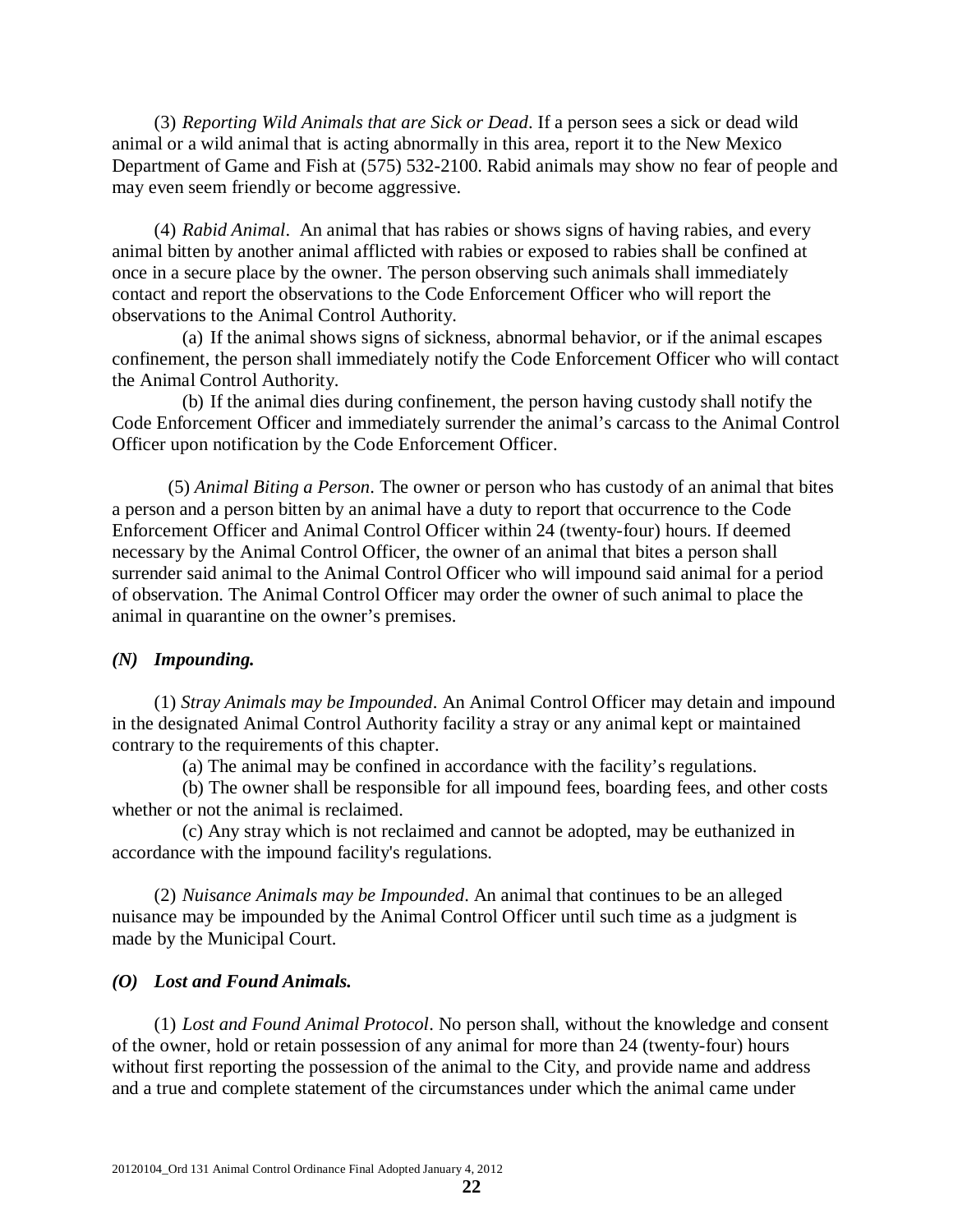(3) *Reporting Wild Animals that are Sick or Dead*. If a person sees a sick or dead wild animal or a wild animal that is acting abnormally in this area, report it to the New Mexico Department of Game and Fish at (575) 532-2100. Rabid animals may show no fear of people and may even seem friendly or become aggressive.

(4) *Rabid Animal*. An animal that has rabies or shows signs of having rabies, and every animal bitten by another animal afflicted with rabies or exposed to rabies shall be confined at once in a secure place by the owner. The person observing such animals shall immediately contact and report the observations to the Code Enforcement Officer who will report the observations to the Animal Control Authority.

(a) If the animal shows signs of sickness, abnormal behavior, or if the animal escapes confinement, the person shall immediately notify the Code Enforcement Officer who will contact the Animal Control Authority.

(b) If the animal dies during confinement, the person having custody shall notify the Code Enforcement Officer and immediately surrender the animal's carcass to the Animal Control Officer upon notification by the Code Enforcement Officer.

(5) *Animal Biting a Person*. The owner or person who has custody of an animal that bites a person and a person bitten by an animal have a duty to report that occurrence to the Code Enforcement Officer and Animal Control Officer within 24 (twenty-four) hours. If deemed necessary by the Animal Control Officer, the owner of an animal that bites a person shall surrender said animal to the Animal Control Officer who will impound said animal for a period of observation. The Animal Control Officer may order the owner of such animal to place the animal in quarantine on the owner's premises.

***(N) Impounding.***

(1) *Stray Animals may be Impounded*. An Animal Control Officer may detain and impound in the designated Animal Control Authority facility a stray or any animal kept or maintained contrary to the requirements of this chapter.

(a) The animal may be confined in accordance with the facility's regulations.

(b) The owner shall be responsible for all impound fees, boarding fees, and other costs whether or not the animal is reclaimed.

(c) Any stray which is not reclaimed and cannot be adopted, may be euthanized in accordance with the impound facility's regulations.

(2) *Nuisance Animals may be Impounded*. An animal that continues to be an alleged nuisance may be impounded by the Animal Control Officer until such time as a judgment is made by the Municipal Court.

***(O) Lost and Found Animals.***

(1) *Lost and Found Animal Protocol*. No person shall, without the knowledge and consent of the owner, hold or retain possession of any animal for more than 24 (twenty-four) hours without first reporting the possession of the animal to the City, and provide name and address and a true and complete statement of the circumstances under which the animal came under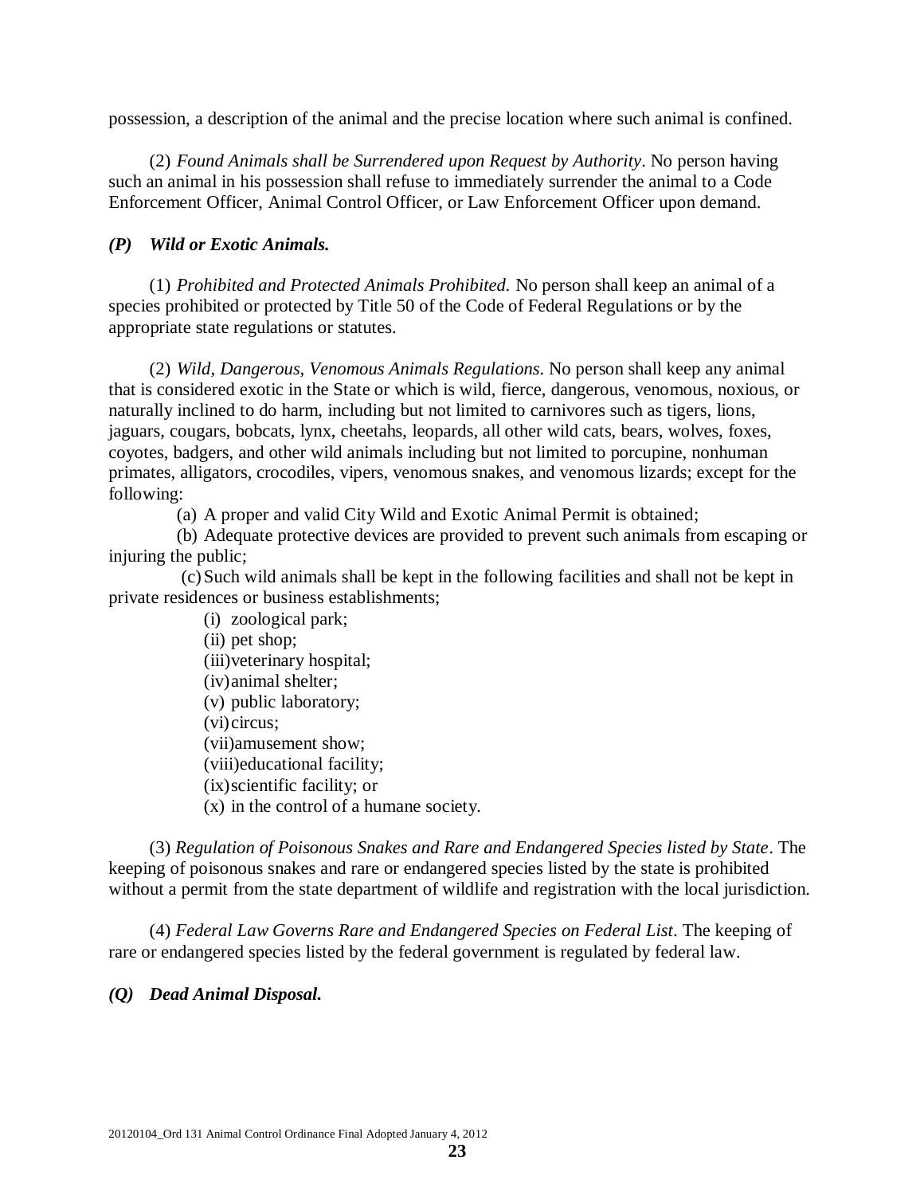possession, a description of the animal and the precise location where such animal is confined.

(2) *Found Animals shall be Surrendered upon Request by Authority*. No person having such an animal in his possession shall refuse to immediately surrender the animal to a Code Enforcement Officer, Animal Control Officer, or Law Enforcement Officer upon demand.

***(P) Wild or Exotic Animals.***

(1) *Prohibited and Protected Animals Prohibited.* No person shall keep an animal of a species prohibited or protected by Title 50 of the Code of Federal Regulations or by the appropriate state regulations or statutes.

(2) *Wild, Dangerous, Venomous Animals Regulations*. No person shall keep any animal that is considered exotic in the State or which is wild, fierce, dangerous, venomous, noxious, or naturally inclined to do harm, including but not limited to carnivores such as tigers, lions, jaguars, cougars, bobcats, lynx, cheetahs, leopards, all other wild cats, bears, wolves, foxes, coyotes, badgers, and other wild animals including but not limited to porcupine, nonhuman primates, alligators, crocodiles, vipers, venomous snakes, and venomous lizards; except for the following:

(a) A proper and valid City Wild and Exotic Animal Permit is obtained;

(b) Adequate protective devices are provided to prevent such animals from escaping or injuring the public;

(c) Such wild animals shall be kept in the following facilities and shall not be kept in private residences or business establishments;

(i) zoological park;
(ii) pet shop;
(iii) veterinary hospital;
(iv) animal shelter;
(v) public laboratory;
(vi) circus;
(vii) amusement show;
(viii) educational facility;
(ix) scientific facility; or
(x) in the control of a humane society.

(3) *Regulation of Poisonous Snakes and Rare and Endangered Species listed by State*. The keeping of poisonous snakes and rare or endangered species listed by the state is prohibited without a permit from the state department of wildlife and registration with the local jurisdiction.

(4) *Federal Law Governs Rare and Endangered Species on Federal List*. The keeping of rare or endangered species listed by the federal government is regulated by federal law.

***(Q) Dead Animal Disposal.***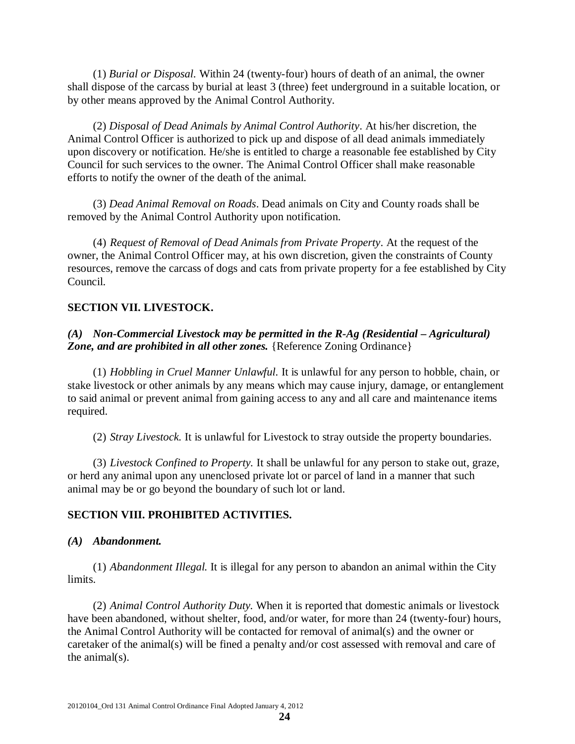(1) *Burial or Disposal.* Within 24 (twenty-four) hours of death of an animal, the owner shall dispose of the carcass by burial at least 3 (three) feet underground in a suitable location, or by other means approved by the Animal Control Authority.

(2) *Disposal of Dead Animals by Animal Control Authority*. At his/her discretion, the Animal Control Officer is authorized to pick up and dispose of all dead animals immediately upon discovery or notification. He/she is entitled to charge a reasonable fee established by City Council for such services to the owner. The Animal Control Officer shall make reasonable efforts to notify the owner of the death of the animal.

(3) *Dead Animal Removal on Roads*. Dead animals on City and County roads shall be removed by the Animal Control Authority upon notification.

(4) *Request of Removal of Dead Animals from Private Property*. At the request of the owner, the Animal Control Officer may, at his own discretion, given the constraints of County resources, remove the carcass of dogs and cats from private property for a fee established by City Council.

## SECTION VII. LIVESTOCK.

***(A) Non-Commercial Livestock may be permitted in the R-Ag (Residential – Agricultural) Zone, and are prohibited in all other zones.*** {Reference Zoning Ordinance}

(1) *Hobbling in Cruel Manner Unlawful.* It is unlawful for any person to hobble, chain, or stake livestock or other animals by any means which may cause injury, damage, or entanglement to said animal or prevent animal from gaining access to any and all care and maintenance items required.

(2) *Stray Livestock.* It is unlawful for Livestock to stray outside the property boundaries.

(3) *Livestock Confined to Property.* It shall be unlawful for any person to stake out, graze, or herd any animal upon any unenclosed private lot or parcel of land in a manner that such animal may be or go beyond the boundary of such lot or land.

## SECTION VIII. PROHIBITED ACTIVITIES.

***(A) Abandonment.***

(1) *Abandonment Illegal.* It is illegal for any person to abandon an animal within the City limits.

(2) *Animal Control Authority Duty.* When it is reported that domestic animals or livestock have been abandoned, without shelter, food, and/or water, for more than 24 (twenty-four) hours, the Animal Control Authority will be contacted for removal of animal(s) and the owner or caretaker of the animal(s) will be fined a penalty and/or cost assessed with removal and care of the animal(s).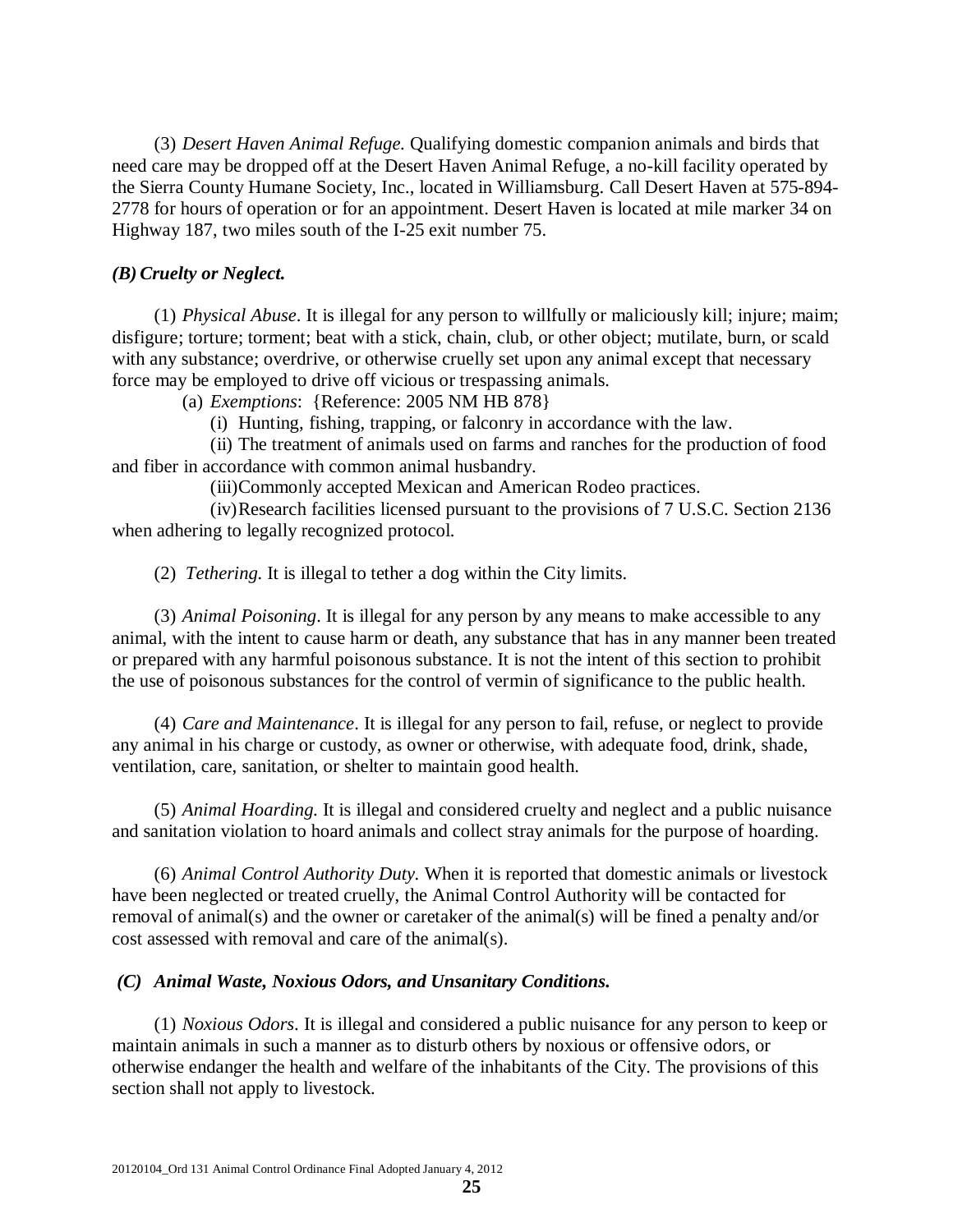(3) *Desert Haven Animal Refuge.* Qualifying domestic companion animals and birds that need care may be dropped off at the Desert Haven Animal Refuge, a no-kill facility operated by the Sierra County Humane Society, Inc., located in Williamsburg. Call Desert Haven at 575-894-2778 for hours of operation or for an appointment. Desert Haven is located at mile marker 34 on Highway 187, two miles south of the I-25 exit number 75.

***(B) Cruelty or Neglect.***

(1) *Physical Abuse*. It is illegal for any person to willfully or maliciously kill; injure; maim; disfigure; torture; torment; beat with a stick, chain, club, or other object; mutilate, burn, or scald with any substance; overdrive, or otherwise cruelly set upon any animal except that necessary force may be employed to drive off vicious or trespassing animals.

(a) *Exemptions*: {Reference: 2005 NM HB 878}

(i) Hunting, fishing, trapping, or falconry in accordance with the law.

(ii) The treatment of animals used on farms and ranches for the production of food and fiber in accordance with common animal husbandry.

(iii) Commonly accepted Mexican and American Rodeo practices.

(iv) Research facilities licensed pursuant to the provisions of 7 U.S.C. Section 2136 when adhering to legally recognized protocol.

(2) *Tethering.* It is illegal to tether a dog within the City limits.

(3) *Animal Poisoning*. It is illegal for any person by any means to make accessible to any animal, with the intent to cause harm or death, any substance that has in any manner been treated or prepared with any harmful poisonous substance. It is not the intent of this section to prohibit the use of poisonous substances for the control of vermin of significance to the public health.

(4) *Care and Maintenance*. It is illegal for any person to fail, refuse, or neglect to provide any animal in his charge or custody, as owner or otherwise, with adequate food, drink, shade, ventilation, care, sanitation, or shelter to maintain good health.

(5) *Animal Hoarding.* It is illegal and considered cruelty and neglect and a public nuisance and sanitation violation to hoard animals and collect stray animals for the purpose of hoarding.

(6) *Animal Control Authority Duty.* When it is reported that domestic animals or livestock have been neglected or treated cruelly, the Animal Control Authority will be contacted for removal of animal(s) and the owner or caretaker of the animal(s) will be fined a penalty and/or cost assessed with removal and care of the animal(s).

***(C) Animal Waste, Noxious Odors, and Unsanitary Conditions.***

(1) *Noxious Odors*. It is illegal and considered a public nuisance for any person to keep or maintain animals in such a manner as to disturb others by noxious or offensive odors, or otherwise endanger the health and welfare of the inhabitants of the City. The provisions of this section shall not apply to livestock.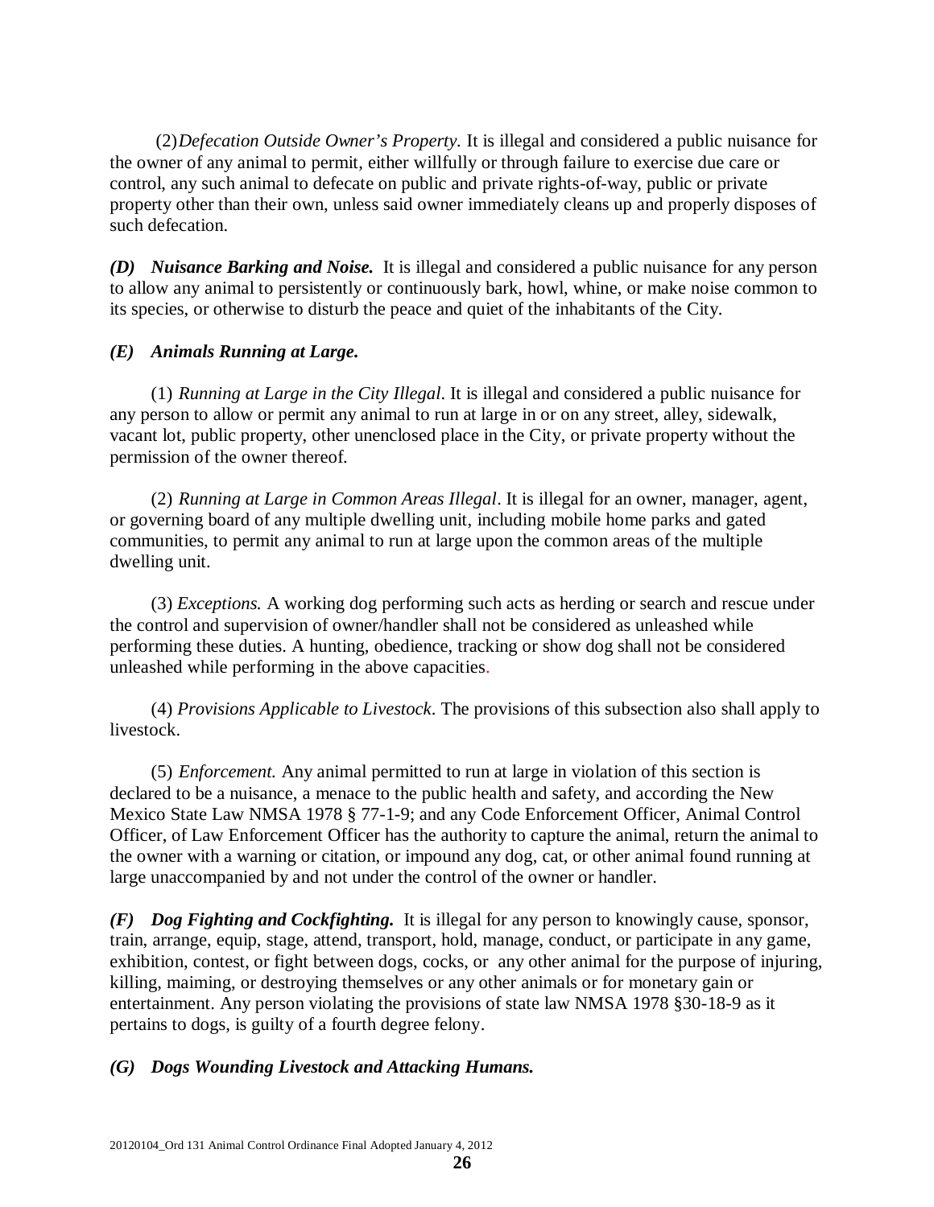(2) *Defecation Outside Owner's Property.* It is illegal and considered a public nuisance for the owner of any animal to permit, either willfully or through failure to exercise due care or control, any such animal to defecate on public and private rights-of-way, public or private property other than their own, unless said owner immediately cleans up and properly disposes of such defecation.

***(D) Nuisance Barking and Noise.*** It is illegal and considered a public nuisance for any person to allow any animal to persistently or continuously bark, howl, whine, or make noise common to its species, or otherwise to disturb the peace and quiet of the inhabitants of the City.

***(E) Animals Running at Large.***

(1) *Running at Large in the City Illegal*. It is illegal and considered a public nuisance for any person to allow or permit any animal to run at large in or on any street, alley, sidewalk, vacant lot, public property, other unenclosed place in the City, or private property without the permission of the owner thereof.

(2) *Running at Large in Common Areas Illegal*. It is illegal for an owner, manager, agent, or governing board of any multiple dwelling unit, including mobile home parks and gated communities, to permit any animal to run at large upon the common areas of the multiple dwelling unit.

(3) *Exceptions.* A working dog performing such acts as herding or search and rescue under the control and supervision of owner/handler shall not be considered as unleashed while performing these duties. A hunting, obedience, tracking or show dog shall not be considered unleashed while performing in the above capacities.

(4) *Provisions Applicable to Livestock*. The provisions of this subsection also shall apply to livestock.

(5) *Enforcement.* Any animal permitted to run at large in violation of this section is declared to be a nuisance, a menace to the public health and safety, and according the New Mexico State Law NMSA 1978 § 77-1-9; and any Code Enforcement Officer, Animal Control Officer, of Law Enforcement Officer has the authority to capture the animal, return the animal to the owner with a warning or citation, or impound any dog, cat, or other animal found running at large unaccompanied by and not under the control of the owner or handler.

***(F) Dog Fighting and Cockfighting.*** It is illegal for any person to knowingly cause, sponsor, train, arrange, equip, stage, attend, transport, hold, manage, conduct, or participate in any game, exhibition, contest, or fight between dogs, cocks, or any other animal for the purpose of injuring, killing, maiming, or destroying themselves or any other animals or for monetary gain or entertainment. Any person violating the provisions of state law NMSA 1978 §30-18-9 as it pertains to dogs, is guilty of a fourth degree felony.

***(G) Dogs Wounding Livestock and Attacking Humans.***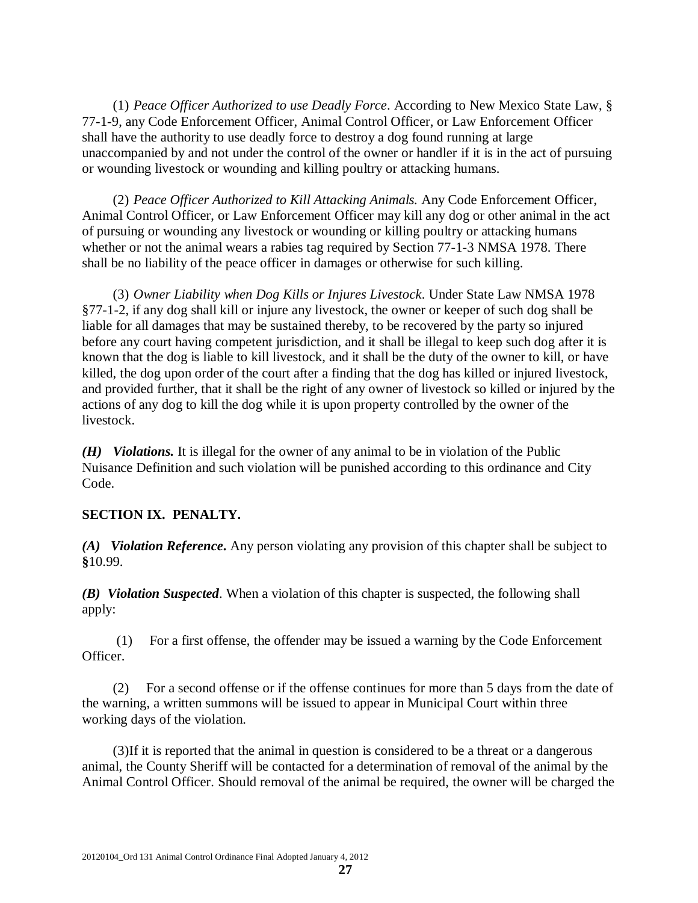(1) *Peace Officer Authorized to use Deadly Force*. According to New Mexico State Law, § 77-1-9, any Code Enforcement Officer, Animal Control Officer, or Law Enforcement Officer shall have the authority to use deadly force to destroy a dog found running at large unaccompanied by and not under the control of the owner or handler if it is in the act of pursuing or wounding livestock or wounding and killing poultry or attacking humans.

(2) *Peace Officer Authorized to Kill Attacking Animals.* Any Code Enforcement Officer, Animal Control Officer, or Law Enforcement Officer may kill any dog or other animal in the act of pursuing or wounding any livestock or wounding or killing poultry or attacking humans whether or not the animal wears a rabies tag required by Section 77-1-3 NMSA 1978. There shall be no liability of the peace officer in damages or otherwise for such killing.

(3) *Owner Liability when Dog Kills or Injures Livestock*. Under State Law NMSA 1978 §77-1-2, if any dog shall kill or injure any livestock, the owner or keeper of such dog shall be liable for all damages that may be sustained thereby, to be recovered by the party so injured before any court having competent jurisdiction, and it shall be illegal to keep such dog after it is known that the dog is liable to kill livestock, and it shall be the duty of the owner to kill, or have killed, the dog upon order of the court after a finding that the dog has killed or injured livestock, and provided further, that it shall be the right of any owner of livestock so killed or injured by the actions of any dog to kill the dog while it is upon property controlled by the owner of the livestock.

***(H) Violations.*** It is illegal for the owner of any animal to be in violation of the Public Nuisance Definition and such violation will be punished according to this ordinance and City Code.

## SECTION IX. PENALTY.

***(A) Violation Reference.*** Any person violating any provision of this chapter shall be subject to **§**10.99.

***(B) Violation Suspected***. When a violation of this chapter is suspected, the following shall apply:

(1) For a first offense, the offender may be issued a warning by the Code Enforcement Officer.

(2) For a second offense or if the offense continues for more than 5 days from the date of the warning, a written summons will be issued to appear in Municipal Court within three working days of the violation.

(3)If it is reported that the animal in question is considered to be a threat or a dangerous animal, the County Sheriff will be contacted for a determination of removal of the animal by the Animal Control Officer. Should removal of the animal be required, the owner will be charged the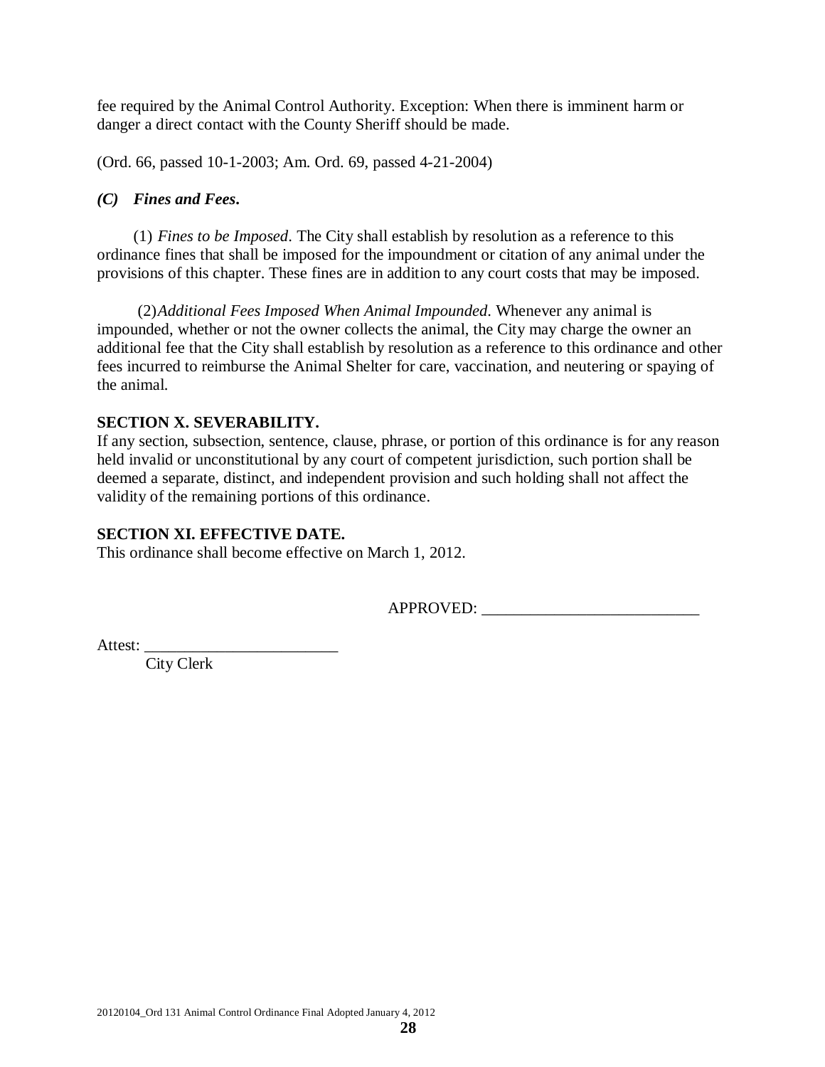fee required by the Animal Control Authority. Exception: When there is imminent harm or danger a direct contact with the County Sheriff should be made.

(Ord. 66, passed 10-1-2003; Am. Ord. 69, passed 4-21-2004)

***(C) Fines and Fees.***

(1) *Fines to be Imposed*. The City shall establish by resolution as a reference to this ordinance fines that shall be imposed for the impoundment or citation of any animal under the provisions of this chapter. These fines are in addition to any court costs that may be imposed.

(2)*Additional Fees Imposed When Animal Impounded*. Whenever any animal is impounded, whether or not the owner collects the animal, the City may charge the owner an additional fee that the City shall establish by resolution as a reference to this ordinance and other fees incurred to reimburse the Animal Shelter for care, vaccination, and neutering or spaying of the animal.

**SECTION X. SEVERABILITY.**

If any section, subsection, sentence, clause, phrase, or portion of this ordinance is for any reason held invalid or unconstitutional by any court of competent jurisdiction, such portion shall be deemed a separate, distinct, and independent provision and such holding shall not affect the validity of the remaining portions of this ordinance.

**SECTION XI. EFFECTIVE DATE.**

This ordinance shall become effective on March 1, 2012.

APPROVED: ___________________________

Attest: ________________________

City Clerk

20120104_Ord 131 Animal Control Ordinance Final Adopted January 4, 2012